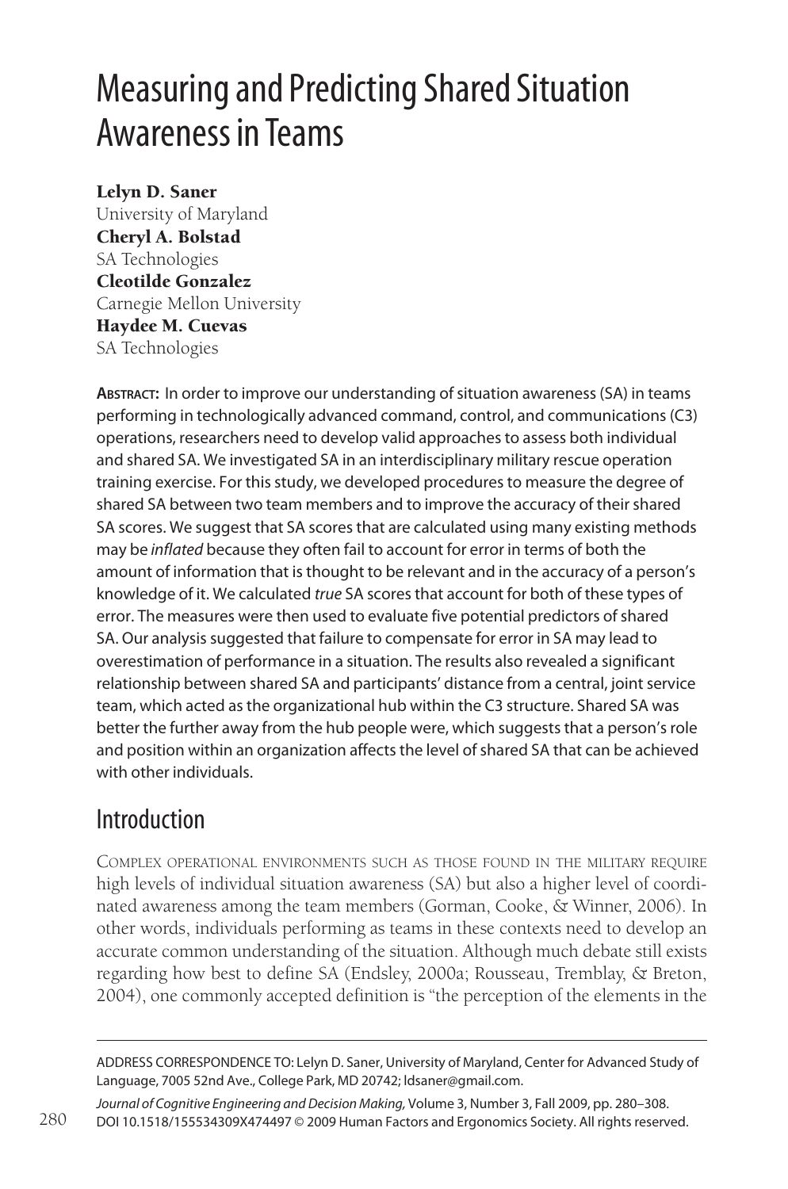# Measuring and Predicting Shared Situation Awareness in Teams

**Lelyn D. Saner**
University of Maryland

**Cheryl A. Bolstad**
SA Technologies

**Cleotilde Gonzalez**
Carnegie Mellon University

**Haydee M. Cuevas**
SA Technologies

**Abstract:** In order to improve our understanding of situation awareness (SA) in teams performing in technologically advanced command, control, and communications (C3) operations, researchers need to develop valid approaches to assess both individual and shared SA. We investigated SA in an interdisciplinary military rescue operation training exercise. For this study, we developed procedures to measure the degree of shared SA between two team members and to improve the accuracy of their shared SA scores. We suggest that SA scores that are calculated using many existing methods may be *inflated* because they often fail to account for error in terms of both the amount of information that is thought to be relevant and in the accuracy of a person's knowledge of it. We calculated *true* SA scores that account for both of these types of error. The measures were then used to evaluate five potential predictors of shared SA. Our analysis suggested that failure to compensate for error in SA may lead to overestimation of performance in a situation. The results also revealed a significant relationship between shared SA and participants' distance from a central, joint service team, which acted as the organizational hub within the C3 structure. Shared SA was better the further away from the hub people were, which suggests that a person's role and position within an organization affects the level of shared SA that can be achieved with other individuals.

## Introduction

Complex operational environments such as those found in the military require high levels of individual situation awareness (SA) but also a higher level of coordinated awareness among the team members (Gorman, Cooke, & Winner, 2006). In other words, individuals performing as teams in these contexts need to develop an accurate common understanding of the situation. Although much debate still exists regarding how best to define SA (Endsley, 2000a; Rousseau, Tremblay, & Breton, 2004), one commonly accepted definition is "the perception of the elements in the

---

ADDRESS CORRESPONDENCE TO: Lelyn D. Saner, University of Maryland, Center for Advanced Study of Language, 7005 52nd Ave., College Park, MD 20742; ldsaner@gmail.com.

*Journal of Cognitive Engineering and Decision Making,* Volume 3, Number 3, Fall 2009, pp. 280–308.
DOI 10.1518/155534309X474497 © 2009 Human Factors and Ergonomics Society. All rights reserved.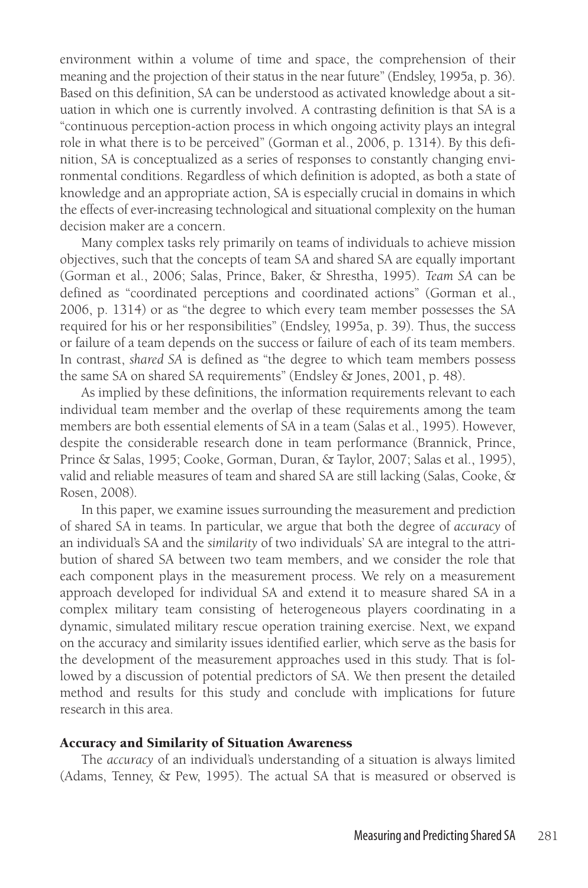environment within a volume of time and space, the comprehension of their meaning and the projection of their status in the near future" (Endsley, 1995a, p. 36). Based on this definition, SA can be understood as activated knowledge about a situation in which one is currently involved. A contrasting definition is that SA is a "continuous perception-action process in which ongoing activity plays an integral role in what there is to be perceived" (Gorman et al., 2006, p. 1314). By this definition, SA is conceptualized as a series of responses to constantly changing environmental conditions. Regardless of which definition is adopted, as both a state of knowledge and an appropriate action, SA is especially crucial in domains in which the effects of ever-increasing technological and situational complexity on the human decision maker are a concern.

Many complex tasks rely primarily on teams of individuals to achieve mission objectives, such that the concepts of team SA and shared SA are equally important (Gorman et al., 2006; Salas, Prince, Baker, & Shrestha, 1995). *Team SA* can be defined as "coordinated perceptions and coordinated actions" (Gorman et al., 2006, p. 1314) or as "the degree to which every team member possesses the SA required for his or her responsibilities" (Endsley, 1995a, p. 39). Thus, the success or failure of a team depends on the success or failure of each of its team members. In contrast, *shared SA* is defined as "the degree to which team members possess the same SA on shared SA requirements" (Endsley & Jones, 2001, p. 48).

As implied by these definitions, the information requirements relevant to each individual team member and the overlap of these requirements among the team members are both essential elements of SA in a team (Salas et al., 1995). However, despite the considerable research done in team performance (Brannick, Prince, Prince & Salas, 1995; Cooke, Gorman, Duran, & Taylor, 2007; Salas et al., 1995), valid and reliable measures of team and shared SA are still lacking (Salas, Cooke, & Rosen, 2008).

In this paper, we examine issues surrounding the measurement and prediction of shared SA in teams. In particular, we argue that both the degree of *accuracy* of an individual's SA and the *similarity* of two individuals' SA are integral to the attribution of shared SA between two team members, and we consider the role that each component plays in the measurement process. We rely on a measurement approach developed for individual SA and extend it to measure shared SA in a complex military team consisting of heterogeneous players coordinating in a dynamic, simulated military rescue operation training exercise. Next, we expand on the accuracy and similarity issues identified earlier, which serve as the basis for the development of the measurement approaches used in this study. That is followed by a discussion of potential predictors of SA. We then present the detailed method and results for this study and conclude with implications for future research in this area.

## Accuracy and Similarity of Situation Awareness

The *accuracy* of an individual's understanding of a situation is always limited (Adams, Tenney, & Pew, 1995). The actual SA that is measured or observed is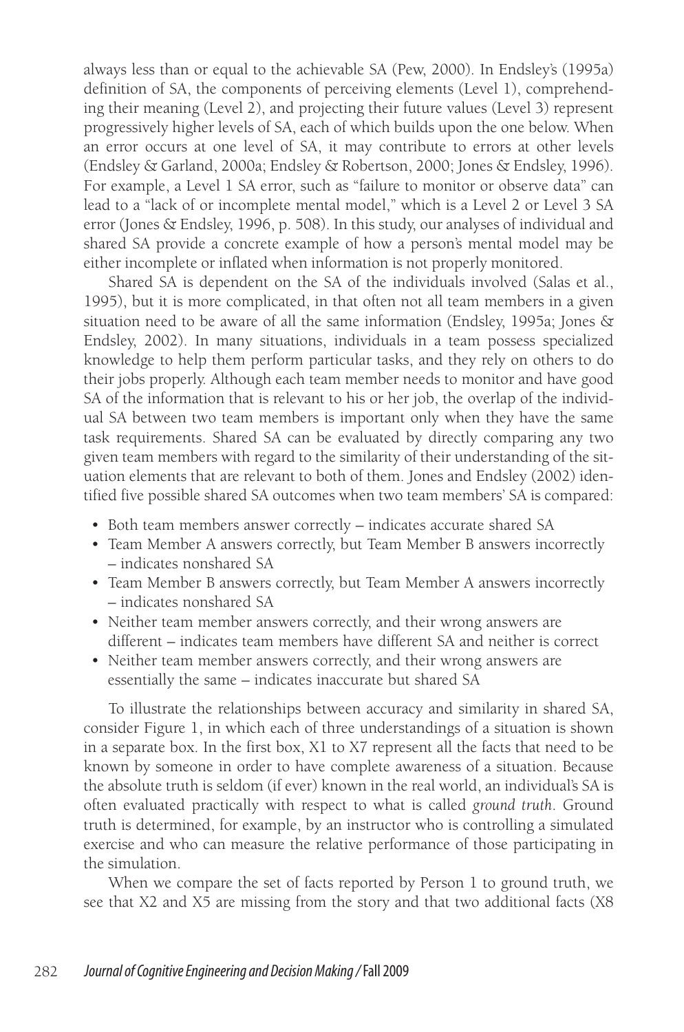always less than or equal to the achievable SA (Pew, 2000). In Endsley's (1995a) definition of SA, the components of perceiving elements (Level 1), comprehending their meaning (Level 2), and projecting their future values (Level 3) represent progressively higher levels of SA, each of which builds upon the one below. When an error occurs at one level of SA, it may contribute to errors at other levels (Endsley & Garland, 2000a; Endsley & Robertson, 2000; Jones & Endsley, 1996). For example, a Level 1 SA error, such as "failure to monitor or observe data" can lead to a "lack of or incomplete mental model," which is a Level 2 or Level 3 SA error (Jones & Endsley, 1996, p. 508). In this study, our analyses of individual and shared SA provide a concrete example of how a person's mental model may be either incomplete or inflated when information is not properly monitored.

Shared SA is dependent on the SA of the individuals involved (Salas et al., 1995), but it is more complicated, in that often not all team members in a given situation need to be aware of all the same information (Endsley, 1995a; Jones & Endsley, 2002). In many situations, individuals in a team possess specialized knowledge to help them perform particular tasks, and they rely on others to do their jobs properly. Although each team member needs to monitor and have good SA of the information that is relevant to his or her job, the overlap of the individual SA between two team members is important only when they have the same task requirements. Shared SA can be evaluated by directly comparing any two given team members with regard to the similarity of their understanding of the situation elements that are relevant to both of them. Jones and Endsley (2002) identified five possible shared SA outcomes when two team members' SA is compared:

- Both team members answer correctly – indicates accurate shared SA
- Team Member A answers correctly, but Team Member B answers incorrectly – indicates nonshared SA
- Team Member B answers correctly, but Team Member A answers incorrectly – indicates nonshared SA
- Neither team member answers correctly, and their wrong answers are different – indicates team members have different SA and neither is correct
- Neither team member answers correctly, and their wrong answers are essentially the same – indicates inaccurate but shared SA

To illustrate the relationships between accuracy and similarity in shared SA, consider Figure 1, in which each of three understandings of a situation is shown in a separate box. In the first box, X1 to X7 represent all the facts that need to be known by someone in order to have complete awareness of a situation. Because the absolute truth is seldom (if ever) known in the real world, an individual's SA is often evaluated practically with respect to what is called *ground truth*. Ground truth is determined, for example, by an instructor who is controlling a simulated exercise and who can measure the relative performance of those participating in the simulation.

When we compare the set of facts reported by Person 1 to ground truth, we see that X2 and X5 are missing from the story and that two additional facts (X8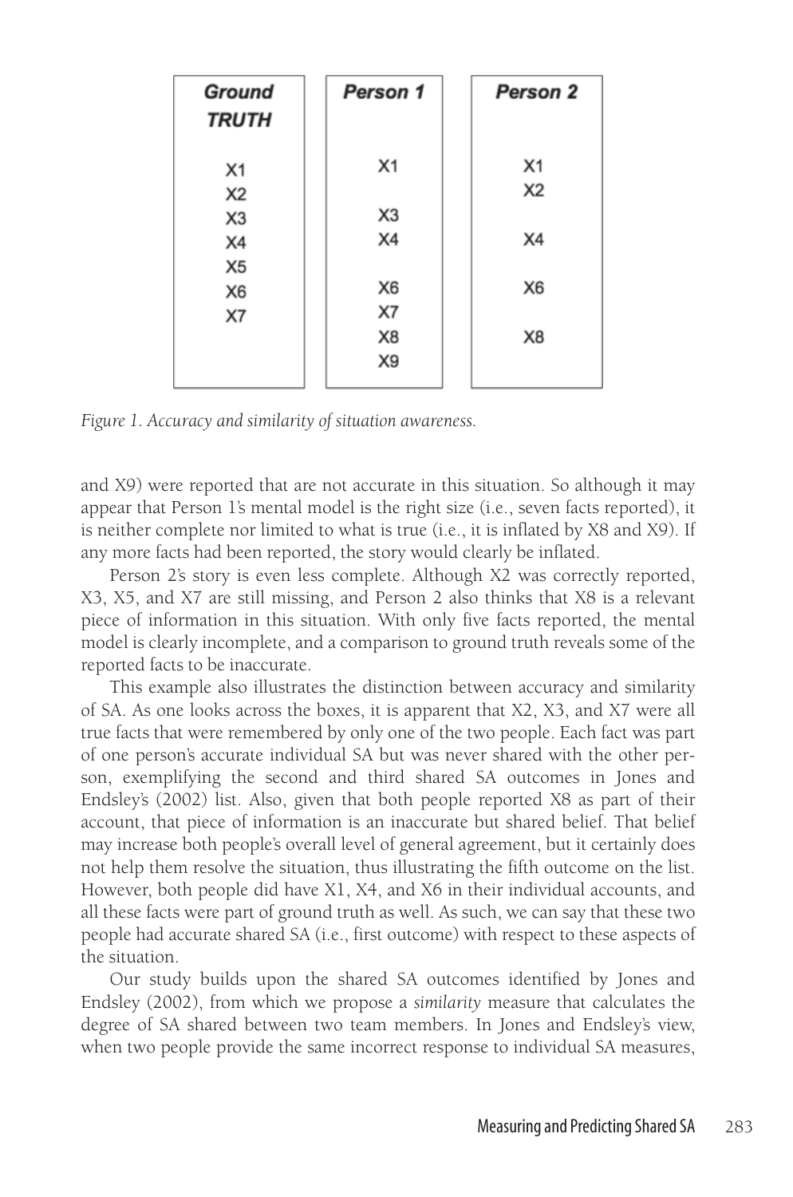| Ground TRUTH | Person 1 | Person 2 |
|---|---|---|
| X1 | X1 | X1 |
| X2 | | X2 |
| X3 | X3 | |
| X4 | X4 | X4 |
| X5 | | |
| X6 | X6 | X6 |
| X7 | X7 | |
| | X8 | X8 |
| | X9 | |

*Figure 1. Accuracy and similarity of situation awareness.*

and X9) were reported that are not accurate in this situation. So although it may appear that Person 1's mental model is the right size (i.e., seven facts reported), it is neither complete nor limited to what is true (i.e., it is inflated by X8 and X9). If any more facts had been reported, the story would clearly be inflated.

Person 2's story is even less complete. Although X2 was correctly reported, X3, X5, and X7 are still missing, and Person 2 also thinks that X8 is a relevant piece of information in this situation. With only five facts reported, the mental model is clearly incomplete, and a comparison to ground truth reveals some of the reported facts to be inaccurate.

This example also illustrates the distinction between accuracy and similarity of SA. As one looks across the boxes, it is apparent that X2, X3, and X7 were all true facts that were remembered by only one of the two people. Each fact was part of one person's accurate individual SA but was never shared with the other person, exemplifying the second and third shared SA outcomes in Jones and Endsley's (2002) list. Also, given that both people reported X8 as part of their account, that piece of information is an inaccurate but shared belief. That belief may increase both people's overall level of general agreement, but it certainly does not help them resolve the situation, thus illustrating the fifth outcome on the list. However, both people did have X1, X4, and X6 in their individual accounts, and all these facts were part of ground truth as well. As such, we can say that these two people had accurate shared SA (i.e., first outcome) with respect to these aspects of the situation.

Our study builds upon the shared SA outcomes identified by Jones and Endsley (2002), from which we propose a *similarity* measure that calculates the degree of SA shared between two team members. In Jones and Endsley's view, when two people provide the same incorrect response to individual SA measures,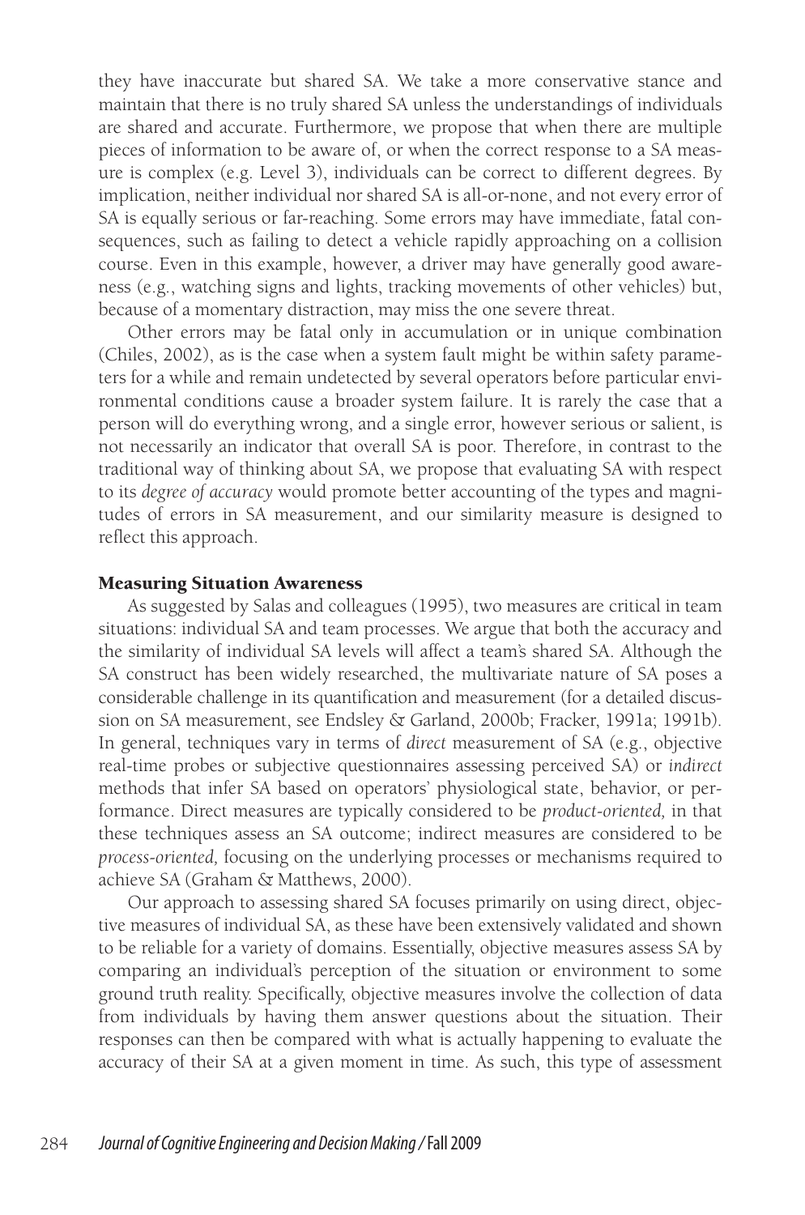they have inaccurate but shared SA. We take a more conservative stance and maintain that there is no truly shared SA unless the understandings of individuals are shared and accurate. Furthermore, we propose that when there are multiple pieces of information to be aware of, or when the correct response to a SA measure is complex (e.g. Level 3), individuals can be correct to different degrees. By implication, neither individual nor shared SA is all-or-none, and not every error of SA is equally serious or far-reaching. Some errors may have immediate, fatal consequences, such as failing to detect a vehicle rapidly approaching on a collision course. Even in this example, however, a driver may have generally good awareness (e.g., watching signs and lights, tracking movements of other vehicles) but, because of a momentary distraction, may miss the one severe threat.

Other errors may be fatal only in accumulation or in unique combination (Chiles, 2002), as is the case when a system fault might be within safety parameters for a while and remain undetected by several operators before particular environmental conditions cause a broader system failure. It is rarely the case that a person will do everything wrong, and a single error, however serious or salient, is not necessarily an indicator that overall SA is poor. Therefore, in contrast to the traditional way of thinking about SA, we propose that evaluating SA with respect to its *degree of accuracy* would promote better accounting of the types and magnitudes of errors in SA measurement, and our similarity measure is designed to reflect this approach.

## Measuring Situation Awareness

As suggested by Salas and colleagues (1995), two measures are critical in team situations: individual SA and team processes. We argue that both the accuracy and the similarity of individual SA levels will affect a team's shared SA. Although the SA construct has been widely researched, the multivariate nature of SA poses a considerable challenge in its quantification and measurement (for a detailed discussion on SA measurement, see Endsley & Garland, 2000b; Fracker, 1991a; 1991b). In general, techniques vary in terms of *direct* measurement of SA (e.g., objective real-time probes or subjective questionnaires assessing perceived SA) or *indirect* methods that infer SA based on operators' physiological state, behavior, or performance. Direct measures are typically considered to be *product-oriented,* in that these techniques assess an SA outcome; indirect measures are considered to be *process-oriented,* focusing on the underlying processes or mechanisms required to achieve SA (Graham & Matthews, 2000).

Our approach to assessing shared SA focuses primarily on using direct, objective measures of individual SA, as these have been extensively validated and shown to be reliable for a variety of domains. Essentially, objective measures assess SA by comparing an individual's perception of the situation or environment to some ground truth reality. Specifically, objective measures involve the collection of data from individuals by having them answer questions about the situation. Their responses can then be compared with what is actually happening to evaluate the accuracy of their SA at a given moment in time. As such, this type of assessment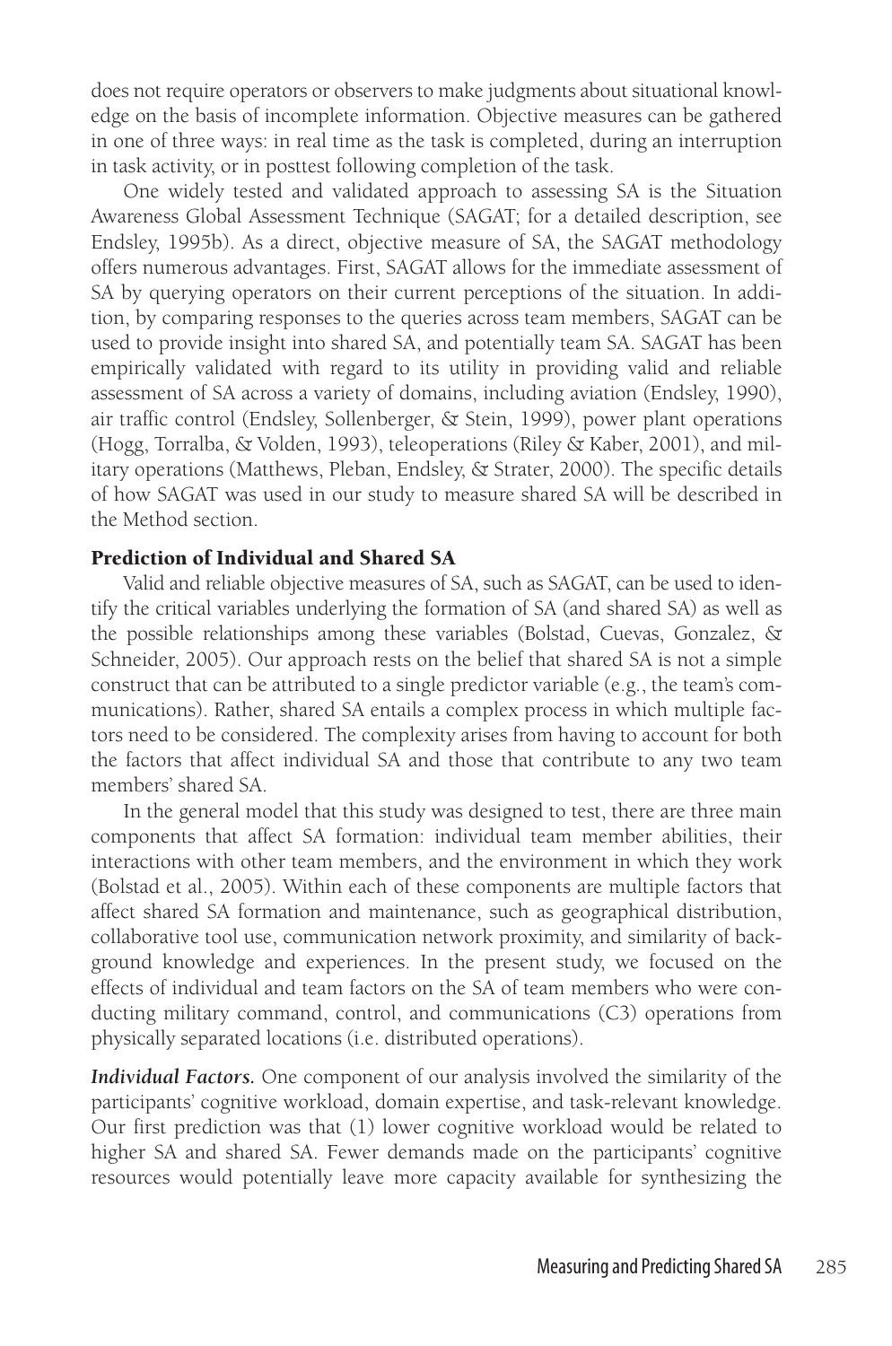does not require operators or observers to make judgments about situational knowledge on the basis of incomplete information. Objective measures can be gathered in one of three ways: in real time as the task is completed, during an interruption in task activity, or in posttest following completion of the task.

One widely tested and validated approach to assessing SA is the Situation Awareness Global Assessment Technique (SAGAT; for a detailed description, see Endsley, 1995b). As a direct, objective measure of SA, the SAGAT methodology offers numerous advantages. First, SAGAT allows for the immediate assessment of SA by querying operators on their current perceptions of the situation. In addition, by comparing responses to the queries across team members, SAGAT can be used to provide insight into shared SA, and potentially team SA. SAGAT has been empirically validated with regard to its utility in providing valid and reliable assessment of SA across a variety of domains, including aviation (Endsley, 1990), air traffic control (Endsley, Sollenberger, & Stein, 1999), power plant operations (Hogg, Torralba, & Volden, 1993), teleoperations (Riley & Kaber, 2001), and military operations (Matthews, Pleban, Endsley, & Strater, 2000). The specific details of how SAGAT was used in our study to measure shared SA will be described in the Method section.

## Prediction of Individual and Shared SA

Valid and reliable objective measures of SA, such as SAGAT, can be used to identify the critical variables underlying the formation of SA (and shared SA) as well as the possible relationships among these variables (Bolstad, Cuevas, Gonzalez, & Schneider, 2005). Our approach rests on the belief that shared SA is not a simple construct that can be attributed to a single predictor variable (e.g., the team's communications). Rather, shared SA entails a complex process in which multiple factors need to be considered. The complexity arises from having to account for both the factors that affect individual SA and those that contribute to any two team members' shared SA.

In the general model that this study was designed to test, there are three main components that affect SA formation: individual team member abilities, their interactions with other team members, and the environment in which they work (Bolstad et al., 2005). Within each of these components are multiple factors that affect shared SA formation and maintenance, such as geographical distribution, collaborative tool use, communication network proximity, and similarity of background knowledge and experiences. In the present study, we focused on the effects of individual and team factors on the SA of team members who were conducting military command, control, and communications (C3) operations from physically separated locations (i.e. distributed operations).

***Individual Factors.*** One component of our analysis involved the similarity of the participants' cognitive workload, domain expertise, and task-relevant knowledge. Our first prediction was that (1) lower cognitive workload would be related to higher SA and shared SA. Fewer demands made on the participants' cognitive resources would potentially leave more capacity available for synthesizing the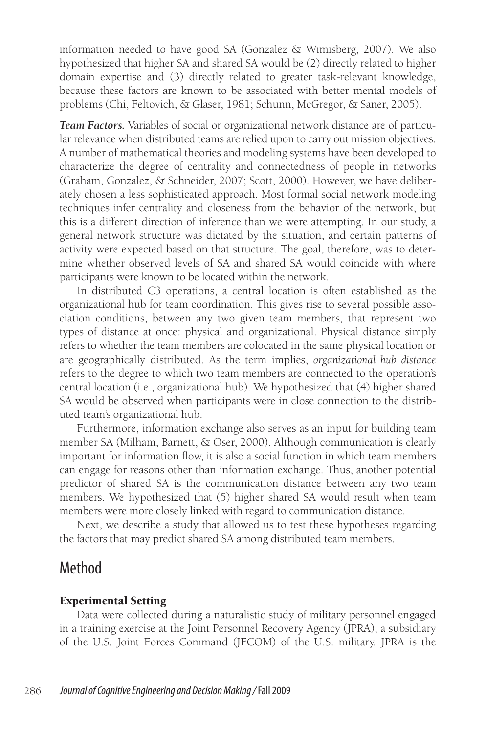information needed to have good SA (Gonzalez & Wimisberg, 2007). We also hypothesized that higher SA and shared SA would be (2) directly related to higher domain expertise and (3) directly related to greater task-relevant knowledge, because these factors are known to be associated with better mental models of problems (Chi, Feltovich, & Glaser, 1981; Schunn, McGregor, & Saner, 2005).

***Team Factors.*** Variables of social or organizational network distance are of particular relevance when distributed teams are relied upon to carry out mission objectives. A number of mathematical theories and modeling systems have been developed to characterize the degree of centrality and connectedness of people in networks (Graham, Gonzalez, & Schneider, 2007; Scott, 2000). However, we have deliberately chosen a less sophisticated approach. Most formal social network modeling techniques infer centrality and closeness from the behavior of the network, but this is a different direction of inference than we were attempting. In our study, a general network structure was dictated by the situation, and certain patterns of activity were expected based on that structure. The goal, therefore, was to determine whether observed levels of SA and shared SA would coincide with where participants were known to be located within the network.

In distributed C3 operations, a central location is often established as the organizational hub for team coordination. This gives rise to several possible association conditions, between any two given team members, that represent two types of distance at once: physical and organizational. Physical distance simply refers to whether the team members are colocated in the same physical location or are geographically distributed. As the term implies, *organizational hub distance* refers to the degree to which two team members are connected to the operation's central location (i.e., organizational hub). We hypothesized that (4) higher shared SA would be observed when participants were in close connection to the distributed team's organizational hub.

Furthermore, information exchange also serves as an input for building team member SA (Milham, Barnett, & Oser, 2000). Although communication is clearly important for information flow, it is also a social function in which team members can engage for reasons other than information exchange. Thus, another potential predictor of shared SA is the communication distance between any two team members. We hypothesized that (5) higher shared SA would result when team members were more closely linked with regard to communication distance.

Next, we describe a study that allowed us to test these hypotheses regarding the factors that may predict shared SA among distributed team members.

## Method

### Experimental Setting

Data were collected during a naturalistic study of military personnel engaged in a training exercise at the Joint Personnel Recovery Agency (JPRA), a subsidiary of the U.S. Joint Forces Command (JFCOM) of the U.S. military. JPRA is the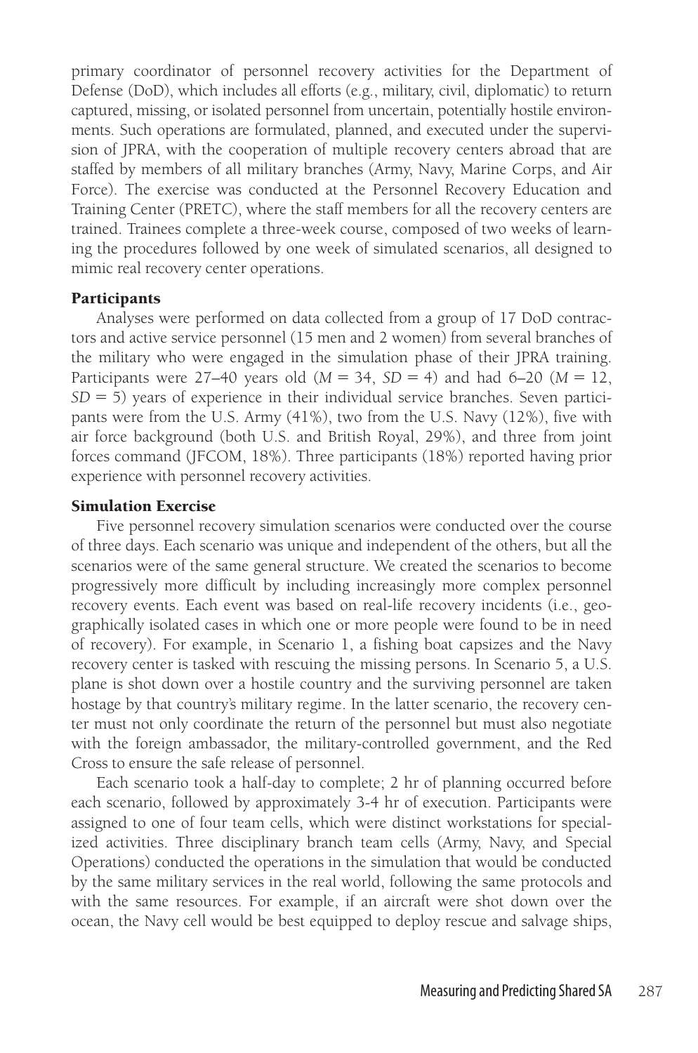primary coordinator of personnel recovery activities for the Department of Defense (DoD), which includes all efforts (e.g., military, civil, diplomatic) to return captured, missing, or isolated personnel from uncertain, potentially hostile environments. Such operations are formulated, planned, and executed under the supervision of JPRA, with the cooperation of multiple recovery centers abroad that are staffed by members of all military branches (Army, Navy, Marine Corps, and Air Force). The exercise was conducted at the Personnel Recovery Education and Training Center (PRETC), where the staff members for all the recovery centers are trained. Trainees complete a three-week course, composed of two weeks of learning the procedures followed by one week of simulated scenarios, all designed to mimic real recovery center operations.

### Participants

Analyses were performed on data collected from a group of 17 DoD contractors and active service personnel (15 men and 2 women) from several branches of the military who were engaged in the simulation phase of their JPRA training. Participants were 27–40 years old ($M = 34$, $SD = 4$) and had 6–20 ($M = 12$, $SD = 5$) years of experience in their individual service branches. Seven participants were from the U.S. Army (41%), two from the U.S. Navy (12%), five with air force background (both U.S. and British Royal, 29%), and three from joint forces command (JFCOM, 18%). Three participants (18%) reported having prior experience with personnel recovery activities.

### Simulation Exercise

Five personnel recovery simulation scenarios were conducted over the course of three days. Each scenario was unique and independent of the others, but all the scenarios were of the same general structure. We created the scenarios to become progressively more difficult by including increasingly more complex personnel recovery events. Each event was based on real-life recovery incidents (i.e., geographically isolated cases in which one or more people were found to be in need of recovery). For example, in Scenario 1, a fishing boat capsizes and the Navy recovery center is tasked with rescuing the missing persons. In Scenario 5, a U.S. plane is shot down over a hostile country and the surviving personnel are taken hostage by that country's military regime. In the latter scenario, the recovery center must not only coordinate the return of the personnel but must also negotiate with the foreign ambassador, the military-controlled government, and the Red Cross to ensure the safe release of personnel.

Each scenario took a half-day to complete; 2 hr of planning occurred before each scenario, followed by approximately 3-4 hr of execution. Participants were assigned to one of four team cells, which were distinct workstations for specialized activities. Three disciplinary branch team cells (Army, Navy, and Special Operations) conducted the operations in the simulation that would be conducted by the same military services in the real world, following the same protocols and with the same resources. For example, if an aircraft were shot down over the ocean, the Navy cell would be best equipped to deploy rescue and salvage ships,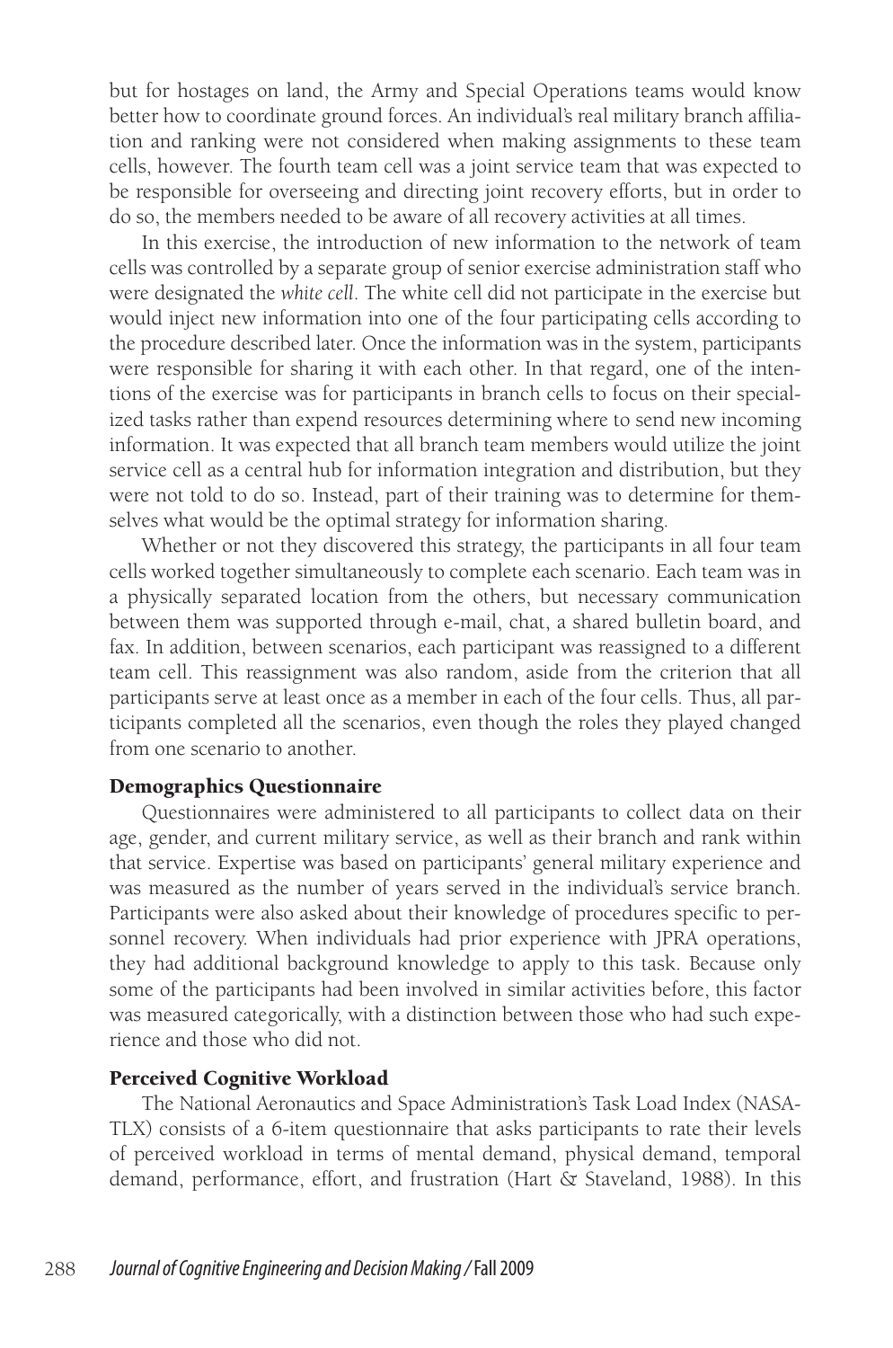but for hostages on land, the Army and Special Operations teams would know better how to coordinate ground forces. An individual's real military branch affiliation and ranking were not considered when making assignments to these team cells, however. The fourth team cell was a joint service team that was expected to be responsible for overseeing and directing joint recovery efforts, but in order to do so, the members needed to be aware of all recovery activities at all times.

In this exercise, the introduction of new information to the network of team cells was controlled by a separate group of senior exercise administration staff who were designated the *white cell*. The white cell did not participate in the exercise but would inject new information into one of the four participating cells according to the procedure described later. Once the information was in the system, participants were responsible for sharing it with each other. In that regard, one of the intentions of the exercise was for participants in branch cells to focus on their specialized tasks rather than expend resources determining where to send new incoming information. It was expected that all branch team members would utilize the joint service cell as a central hub for information integration and distribution, but they were not told to do so. Instead, part of their training was to determine for themselves what would be the optimal strategy for information sharing.

Whether or not they discovered this strategy, the participants in all four team cells worked together simultaneously to complete each scenario. Each team was in a physically separated location from the others, but necessary communication between them was supported through e-mail, chat, a shared bulletin board, and fax. In addition, between scenarios, each participant was reassigned to a different team cell. This reassignment was also random, aside from the criterion that all participants serve at least once as a member in each of the four cells. Thus, all participants completed all the scenarios, even though the roles they played changed from one scenario to another.

### Demographics Questionnaire

Questionnaires were administered to all participants to collect data on their age, gender, and current military service, as well as their branch and rank within that service. Expertise was based on participants' general military experience and was measured as the number of years served in the individual's service branch. Participants were also asked about their knowledge of procedures specific to personnel recovery. When individuals had prior experience with JPRA operations, they had additional background knowledge to apply to this task. Because only some of the participants had been involved in similar activities before, this factor was measured categorically, with a distinction between those who had such experience and those who did not.

### Perceived Cognitive Workload

The National Aeronautics and Space Administration's Task Load Index (NASA-TLX) consists of a 6-item questionnaire that asks participants to rate their levels of perceived workload in terms of mental demand, physical demand, temporal demand, performance, effort, and frustration (Hart & Staveland, 1988). In this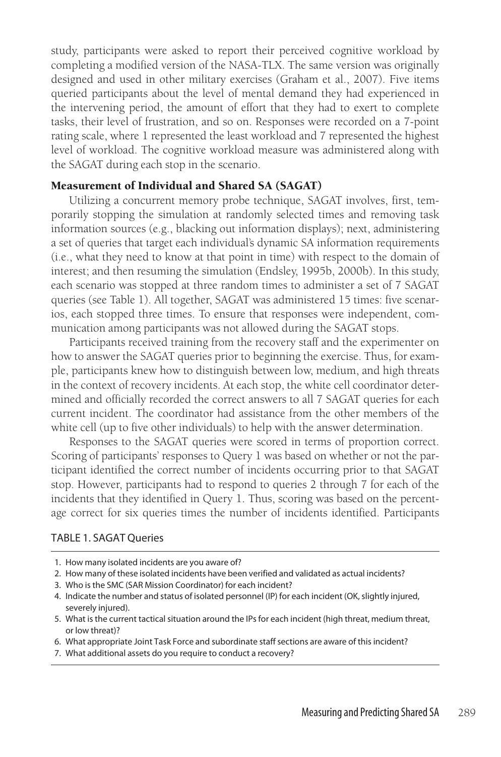study, participants were asked to report their perceived cognitive workload by completing a modified version of the NASA-TLX. The same version was originally designed and used in other military exercises (Graham et al., 2007). Five items queried participants about the level of mental demand they had experienced in the intervening period, the amount of effort that they had to exert to complete tasks, their level of frustration, and so on. Responses were recorded on a 7-point rating scale, where 1 represented the least workload and 7 represented the highest level of workload. The cognitive workload measure was administered along with the SAGAT during each stop in the scenario.

### Measurement of Individual and Shared SA (SAGAT)

Utilizing a concurrent memory probe technique, SAGAT involves, first, temporarily stopping the simulation at randomly selected times and removing task information sources (e.g., blacking out information displays); next, administering a set of queries that target each individual's dynamic SA information requirements (i.e., what they need to know at that point in time) with respect to the domain of interest; and then resuming the simulation (Endsley, 1995b, 2000b). In this study, each scenario was stopped at three random times to administer a set of 7 SAGAT queries (see Table 1). All together, SAGAT was administered 15 times: five scenarios, each stopped three times. To ensure that responses were independent, communication among participants was not allowed during the SAGAT stops.

Participants received training from the recovery staff and the experimenter on how to answer the SAGAT queries prior to beginning the exercise. Thus, for example, participants knew how to distinguish between low, medium, and high threats in the context of recovery incidents. At each stop, the white cell coordinator determined and officially recorded the correct answers to all 7 SAGAT queries for each current incident. The coordinator had assistance from the other members of the white cell (up to five other individuals) to help with the answer determination.

Responses to the SAGAT queries were scored in terms of proportion correct. Scoring of participants' responses to Query 1 was based on whether or not the participant identified the correct number of incidents occurring prior to that SAGAT stop. However, participants had to respond to queries 2 through 7 for each of the incidents that they identified in Query 1. Thus, scoring was based on the percentage correct for six queries times the number of incidents identified. Participants

TABLE 1. SAGAT Queries

1. How many isolated incidents are you aware of?
2. How many of these isolated incidents have been verified and validated as actual incidents?
3. Who is the SMC (SAR Mission Coordinator) for each incident?
4. Indicate the number and status of isolated personnel (IP) for each incident (OK, slightly injured, severely injured).
5. What is the current tactical situation around the IPs for each incident (high threat, medium threat, or low threat)?
6. What appropriate Joint Task Force and subordinate staff sections are aware of this incident?
7. What additional assets do you require to conduct a recovery?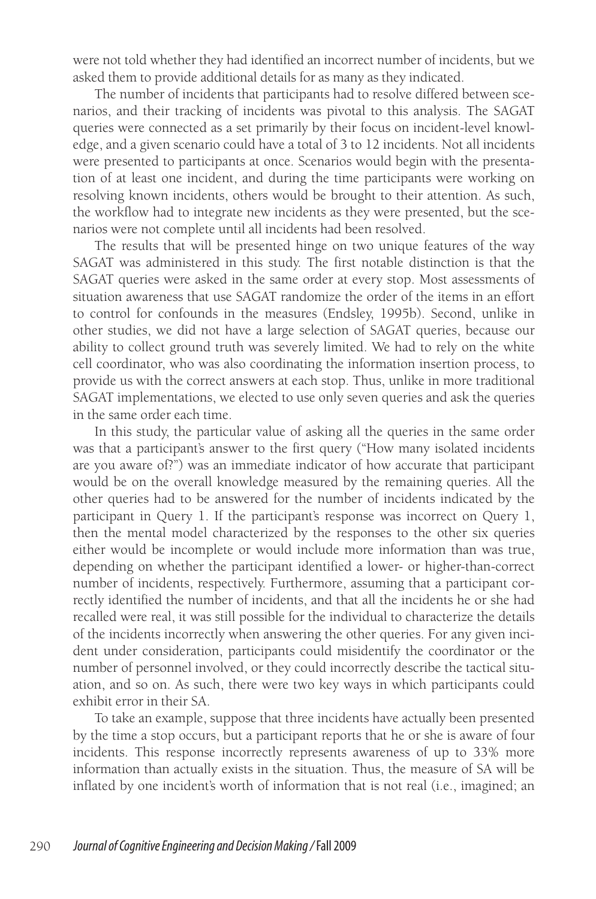were not told whether they had identified an incorrect number of incidents, but we asked them to provide additional details for as many as they indicated.

The number of incidents that participants had to resolve differed between scenarios, and their tracking of incidents was pivotal to this analysis. The SAGAT queries were connected as a set primarily by their focus on incident-level knowledge, and a given scenario could have a total of 3 to 12 incidents. Not all incidents were presented to participants at once. Scenarios would begin with the presentation of at least one incident, and during the time participants were working on resolving known incidents, others would be brought to their attention. As such, the workflow had to integrate new incidents as they were presented, but the scenarios were not complete until all incidents had been resolved.

The results that will be presented hinge on two unique features of the way SAGAT was administered in this study. The first notable distinction is that the SAGAT queries were asked in the same order at every stop. Most assessments of situation awareness that use SAGAT randomize the order of the items in an effort to control for confounds in the measures (Endsley, 1995b). Second, unlike in other studies, we did not have a large selection of SAGAT queries, because our ability to collect ground truth was severely limited. We had to rely on the white cell coordinator, who was also coordinating the information insertion process, to provide us with the correct answers at each stop. Thus, unlike in more traditional SAGAT implementations, we elected to use only seven queries and ask the queries in the same order each time.

In this study, the particular value of asking all the queries in the same order was that a participant's answer to the first query ("How many isolated incidents are you aware of?") was an immediate indicator of how accurate that participant would be on the overall knowledge measured by the remaining queries. All the other queries had to be answered for the number of incidents indicated by the participant in Query 1. If the participant's response was incorrect on Query 1, then the mental model characterized by the responses to the other six queries either would be incomplete or would include more information than was true, depending on whether the participant identified a lower- or higher-than-correct number of incidents, respectively. Furthermore, assuming that a participant correctly identified the number of incidents, and that all the incidents he or she had recalled were real, it was still possible for the individual to characterize the details of the incidents incorrectly when answering the other queries. For any given incident under consideration, participants could misidentify the coordinator or the number of personnel involved, or they could incorrectly describe the tactical situation, and so on. As such, there were two key ways in which participants could exhibit error in their SA.

To take an example, suppose that three incidents have actually been presented by the time a stop occurs, but a participant reports that he or she is aware of four incidents. This response incorrectly represents awareness of up to 33% more information than actually exists in the situation. Thus, the measure of SA will be inflated by one incident's worth of information that is not real (i.e., imagined; an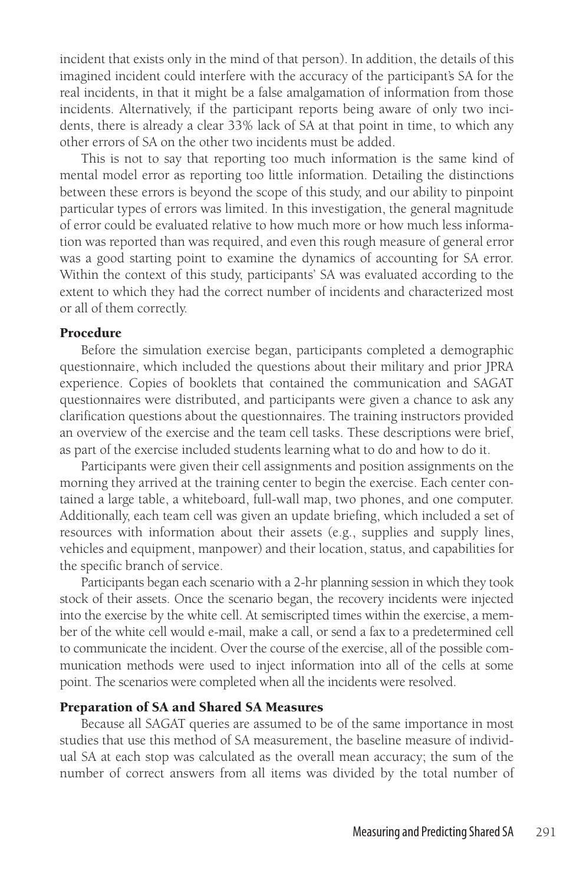incident that exists only in the mind of that person). In addition, the details of this imagined incident could interfere with the accuracy of the participant's SA for the real incidents, in that it might be a false amalgamation of information from those incidents. Alternatively, if the participant reports being aware of only two incidents, there is already a clear 33% lack of SA at that point in time, to which any other errors of SA on the other two incidents must be added.

This is not to say that reporting too much information is the same kind of mental model error as reporting too little information. Detailing the distinctions between these errors is beyond the scope of this study, and our ability to pinpoint particular types of errors was limited. In this investigation, the general magnitude of error could be evaluated relative to how much more or how much less information was reported than was required, and even this rough measure of general error was a good starting point to examine the dynamics of accounting for SA error. Within the context of this study, participants' SA was evaluated according to the extent to which they had the correct number of incidents and characterized most or all of them correctly.

### Procedure

Before the simulation exercise began, participants completed a demographic questionnaire, which included the questions about their military and prior JPRA experience. Copies of booklets that contained the communication and SAGAT questionnaires were distributed, and participants were given a chance to ask any clarification questions about the questionnaires. The training instructors provided an overview of the exercise and the team cell tasks. These descriptions were brief, as part of the exercise included students learning what to do and how to do it.

Participants were given their cell assignments and position assignments on the morning they arrived at the training center to begin the exercise. Each center contained a large table, a whiteboard, full-wall map, two phones, and one computer. Additionally, each team cell was given an update briefing, which included a set of resources with information about their assets (e.g., supplies and supply lines, vehicles and equipment, manpower) and their location, status, and capabilities for the specific branch of service.

Participants began each scenario with a 2-hr planning session in which they took stock of their assets. Once the scenario began, the recovery incidents were injected into the exercise by the white cell. At semiscripted times within the exercise, a member of the white cell would e-mail, make a call, or send a fax to a predetermined cell to communicate the incident. Over the course of the exercise, all of the possible communication methods were used to inject information into all of the cells at some point. The scenarios were completed when all the incidents were resolved.

### Preparation of SA and Shared SA Measures

Because all SAGAT queries are assumed to be of the same importance in most studies that use this method of SA measurement, the baseline measure of individual SA at each stop was calculated as the overall mean accuracy; the sum of the number of correct answers from all items was divided by the total number of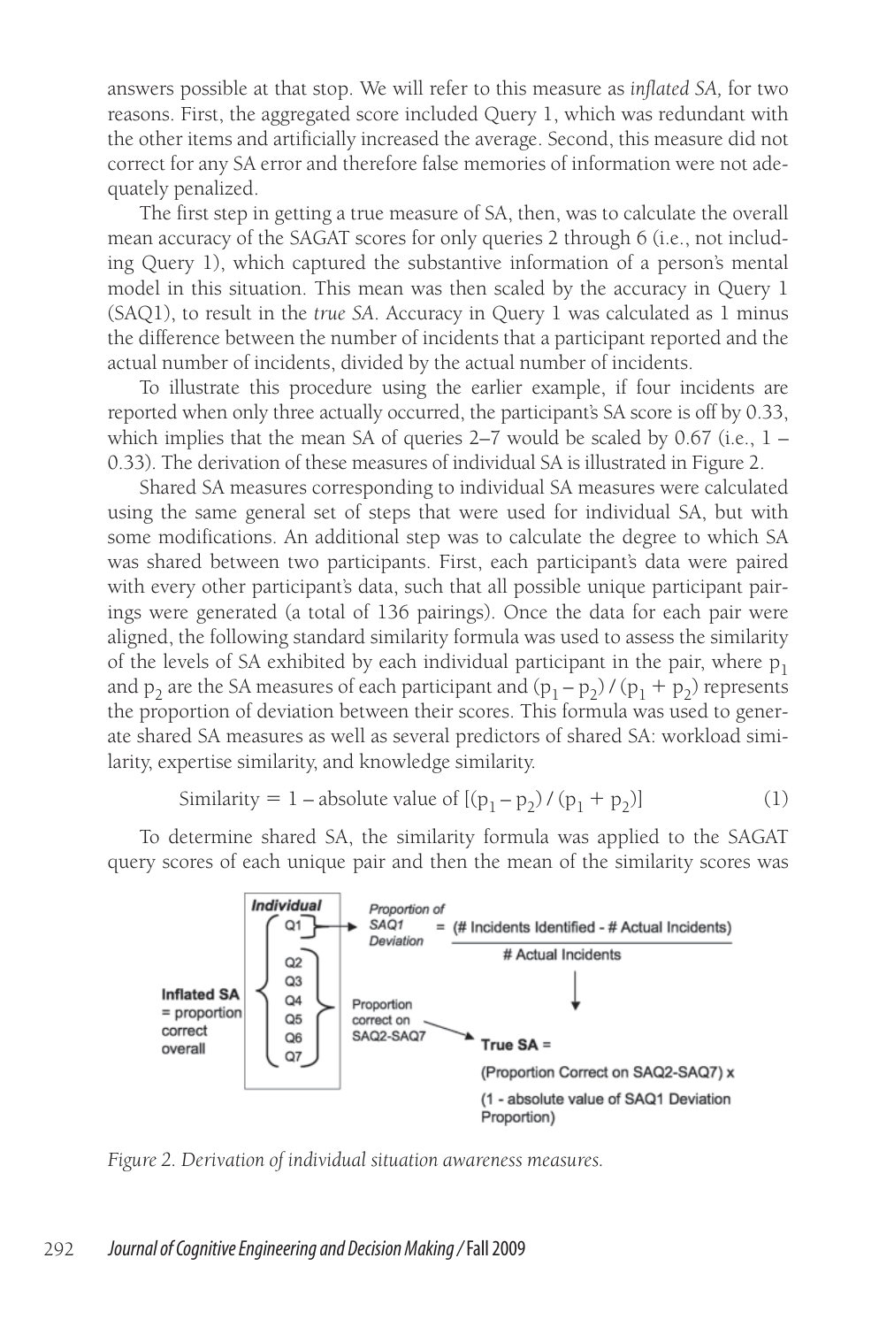answers possible at that stop. We will refer to this measure as *inflated SA,* for two reasons. First, the aggregated score included Query 1, which was redundant with the other items and artificially increased the average. Second, this measure did not correct for any SA error and therefore false memories of information were not adequately penalized.

The first step in getting a true measure of SA, then, was to calculate the overall mean accuracy of the SAGAT scores for only queries 2 through 6 (i.e., not including Query 1), which captured the substantive information of a person's mental model in this situation. This mean was then scaled by the accuracy in Query 1 (SAQ1), to result in the *true SA*. Accuracy in Query 1 was calculated as 1 minus the difference between the number of incidents that a participant reported and the actual number of incidents, divided by the actual number of incidents.

To illustrate this procedure using the earlier example, if four incidents are reported when only three actually occurred, the participant's SA score is off by 0.33, which implies that the mean SA of queries 2–7 would be scaled by 0.67 (i.e., 1 – 0.33). The derivation of these measures of individual SA is illustrated in Figure 2.

Shared SA measures corresponding to individual SA measures were calculated using the same general set of steps that were used for individual SA, but with some modifications. An additional step was to calculate the degree to which SA was shared between two participants. First, each participant's data were paired with every other participant's data, such that all possible unique participant pairings were generated (a total of 136 pairings). Once the data for each pair were aligned, the following standard similarity formula was used to assess the similarity of the levels of SA exhibited by each individual participant in the pair, where $p_1$ and $p_2$ are the SA measures of each participant and $(p_1 - p_2) / (p_1 + p_2)$ represents the proportion of deviation between their scores. This formula was used to generate shared SA measures as well as several predictors of shared SA: workload similarity, expertise similarity, and knowledge similarity.

$$\text{Similarity} = 1 - \text{absolute value of } [(p_1 - p_2) / (p_1 + p_2)] \quad (1)$$

To determine shared SA, the similarity formula was applied to the SAGAT query scores of each unique pair and then the mean of the similarity scores was

**Individual**: Q1, Q2, Q3, Q4, Q5, Q6, Q7

**Inflated SA** = proportion correct overall

Q1 → Proportion of SAQ1 Deviation = (# Incidents Identified - # Actual Incidents) / # Actual Incidents

Q2–Q7 → Proportion correct on SAQ2-SAQ7

**True SA** = (Proportion Correct on SAQ2-SAQ7) x (1 - absolute value of SAQ1 Deviation Proportion)

*Figure 2. Derivation of individual situation awareness measures.*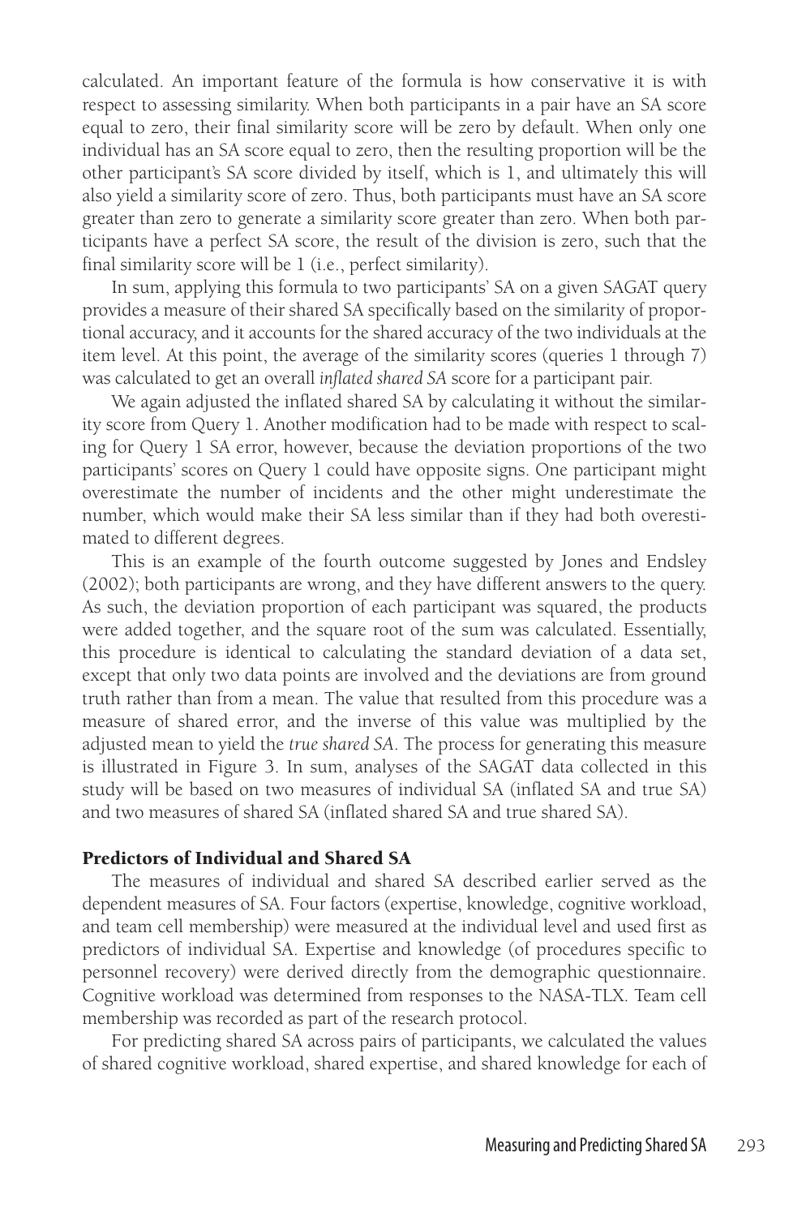calculated. An important feature of the formula is how conservative it is with respect to assessing similarity. When both participants in a pair have an SA score equal to zero, their final similarity score will be zero by default. When only one individual has an SA score equal to zero, then the resulting proportion will be the other participant's SA score divided by itself, which is 1, and ultimately this will also yield a similarity score of zero. Thus, both participants must have an SA score greater than zero to generate a similarity score greater than zero. When both participants have a perfect SA score, the result of the division is zero, such that the final similarity score will be 1 (i.e., perfect similarity).

In sum, applying this formula to two participants' SA on a given SAGAT query provides a measure of their shared SA specifically based on the similarity of proportional accuracy, and it accounts for the shared accuracy of the two individuals at the item level. At this point, the average of the similarity scores (queries 1 through 7) was calculated to get an overall *inflated shared SA* score for a participant pair.

We again adjusted the inflated shared SA by calculating it without the similarity score from Query 1. Another modification had to be made with respect to scaling for Query 1 SA error, however, because the deviation proportions of the two participants' scores on Query 1 could have opposite signs. One participant might overestimate the number of incidents and the other might underestimate the number, which would make their SA less similar than if they had both overestimated to different degrees.

This is an example of the fourth outcome suggested by Jones and Endsley (2002); both participants are wrong, and they have different answers to the query. As such, the deviation proportion of each participant was squared, the products were added together, and the square root of the sum was calculated. Essentially, this procedure is identical to calculating the standard deviation of a data set, except that only two data points are involved and the deviations are from ground truth rather than from a mean. The value that resulted from this procedure was a measure of shared error, and the inverse of this value was multiplied by the adjusted mean to yield the *true shared SA*. The process for generating this measure is illustrated in Figure 3. In sum, analyses of the SAGAT data collected in this study will be based on two measures of individual SA (inflated SA and true SA) and two measures of shared SA (inflated shared SA and true shared SA).

## Predictors of Individual and Shared SA

The measures of individual and shared SA described earlier served as the dependent measures of SA. Four factors (expertise, knowledge, cognitive workload, and team cell membership) were measured at the individual level and used first as predictors of individual SA. Expertise and knowledge (of procedures specific to personnel recovery) were derived directly from the demographic questionnaire. Cognitive workload was determined from responses to the NASA-TLX. Team cell membership was recorded as part of the research protocol.

For predicting shared SA across pairs of participants, we calculated the values of shared cognitive workload, shared expertise, and shared knowledge for each of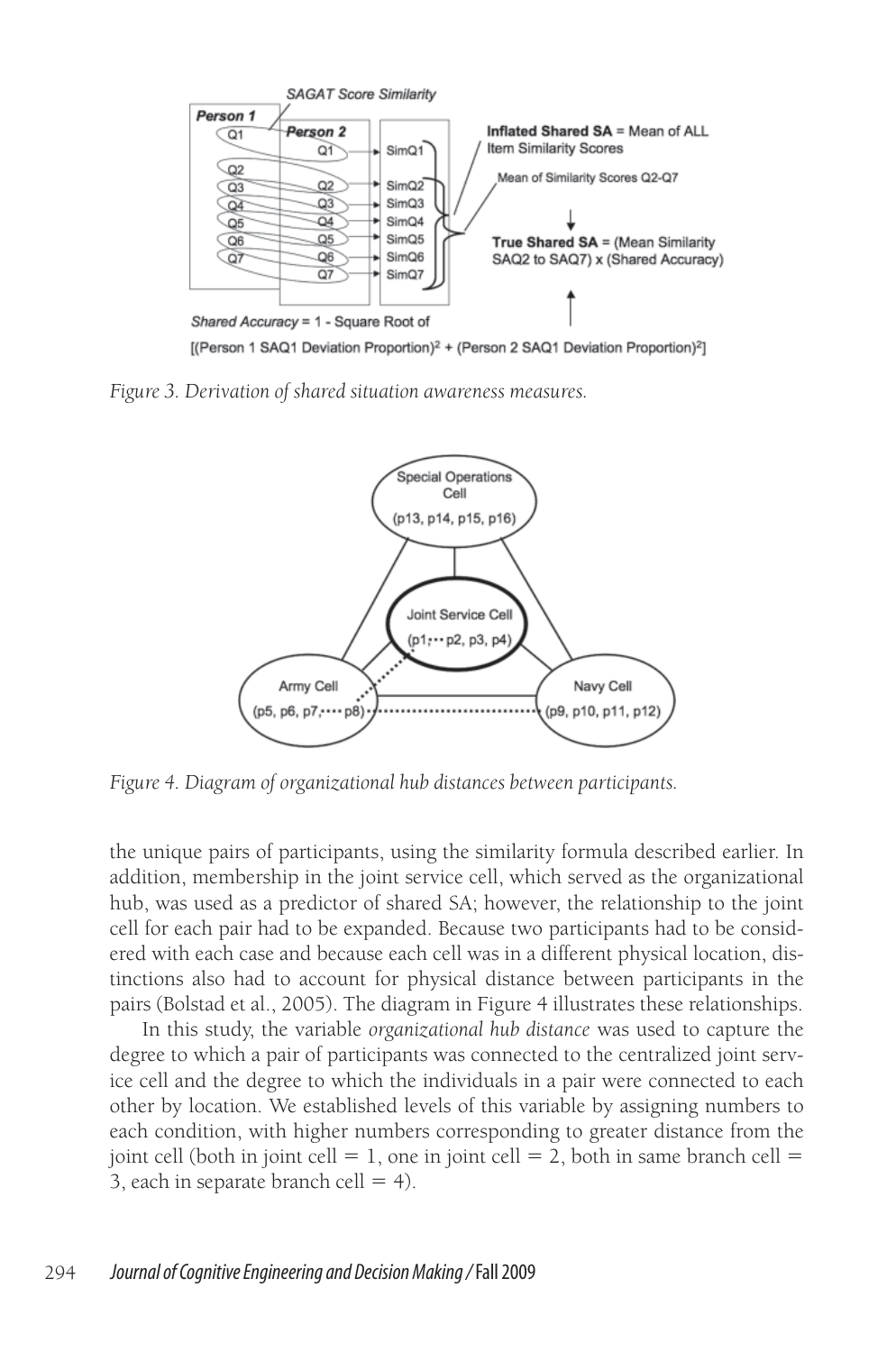*Figure 3. Derivation of shared situation awareness measures.*

*Figure 4. Diagram of organizational hub distances between participants.*

the unique pairs of participants, using the similarity formula described earlier. In addition, membership in the joint service cell, which served as the organizational hub, was used as a predictor of shared SA; however, the relationship to the joint cell for each pair had to be expanded. Because two participants had to be considered with each case and because each cell was in a different physical location, distinctions also had to account for physical distance between participants in the pairs (Bolstad et al., 2005). The diagram in Figure 4 illustrates these relationships.

In this study, the variable *organizational hub distance* was used to capture the degree to which a pair of participants was connected to the centralized joint service cell and the degree to which the individuals in a pair were connected to each other by location. We established levels of this variable by assigning numbers to each condition, with higher numbers corresponding to greater distance from the joint cell (both in joint cell = 1, one in joint cell = 2, both in same branch cell = 3, each in separate branch cell = 4).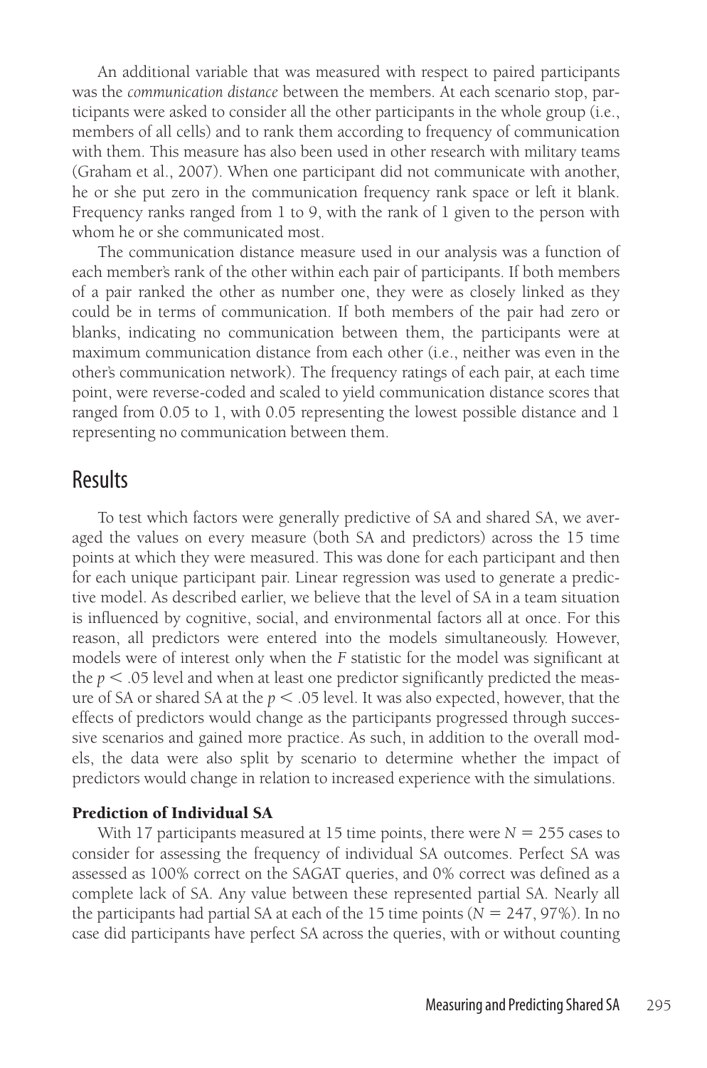An additional variable that was measured with respect to paired participants was the *communication distance* between the members. At each scenario stop, participants were asked to consider all the other participants in the whole group (i.e., members of all cells) and to rank them according to frequency of communication with them. This measure has also been used in other research with military teams (Graham et al., 2007). When one participant did not communicate with another, he or she put zero in the communication frequency rank space or left it blank. Frequency ranks ranged from 1 to 9, with the rank of 1 given to the person with whom he or she communicated most.

The communication distance measure used in our analysis was a function of each member's rank of the other within each pair of participants. If both members of a pair ranked the other as number one, they were as closely linked as they could be in terms of communication. If both members of the pair had zero or blanks, indicating no communication between them, the participants were at maximum communication distance from each other (i.e., neither was even in the other's communication network). The frequency ratings of each pair, at each time point, were reverse-coded and scaled to yield communication distance scores that ranged from 0.05 to 1, with 0.05 representing the lowest possible distance and 1 representing no communication between them.

## Results

To test which factors were generally predictive of SA and shared SA, we averaged the values on every measure (both SA and predictors) across the 15 time points at which they were measured. This was done for each participant and then for each unique participant pair. Linear regression was used to generate a predictive model. As described earlier, we believe that the level of SA in a team situation is influenced by cognitive, social, and environmental factors all at once. For this reason, all predictors were entered into the models simultaneously. However, models were of interest only when the $F$ statistic for the model was significant at the $p < .05$ level and when at least one predictor significantly predicted the measure of SA or shared SA at the $p < .05$ level. It was also expected, however, that the effects of predictors would change as the participants progressed through successive scenarios and gained more practice. As such, in addition to the overall models, the data were also split by scenario to determine whether the impact of predictors would change in relation to increased experience with the simulations.

### Prediction of Individual SA

With 17 participants measured at 15 time points, there were $N = 255$ cases to consider for assessing the frequency of individual SA outcomes. Perfect SA was assessed as 100% correct on the SAGAT queries, and 0% correct was defined as a complete lack of SA. Any value between these represented partial SA. Nearly all the participants had partial SA at each of the 15 time points ($N = 247$, 97%). In no case did participants have perfect SA across the queries, with or without counting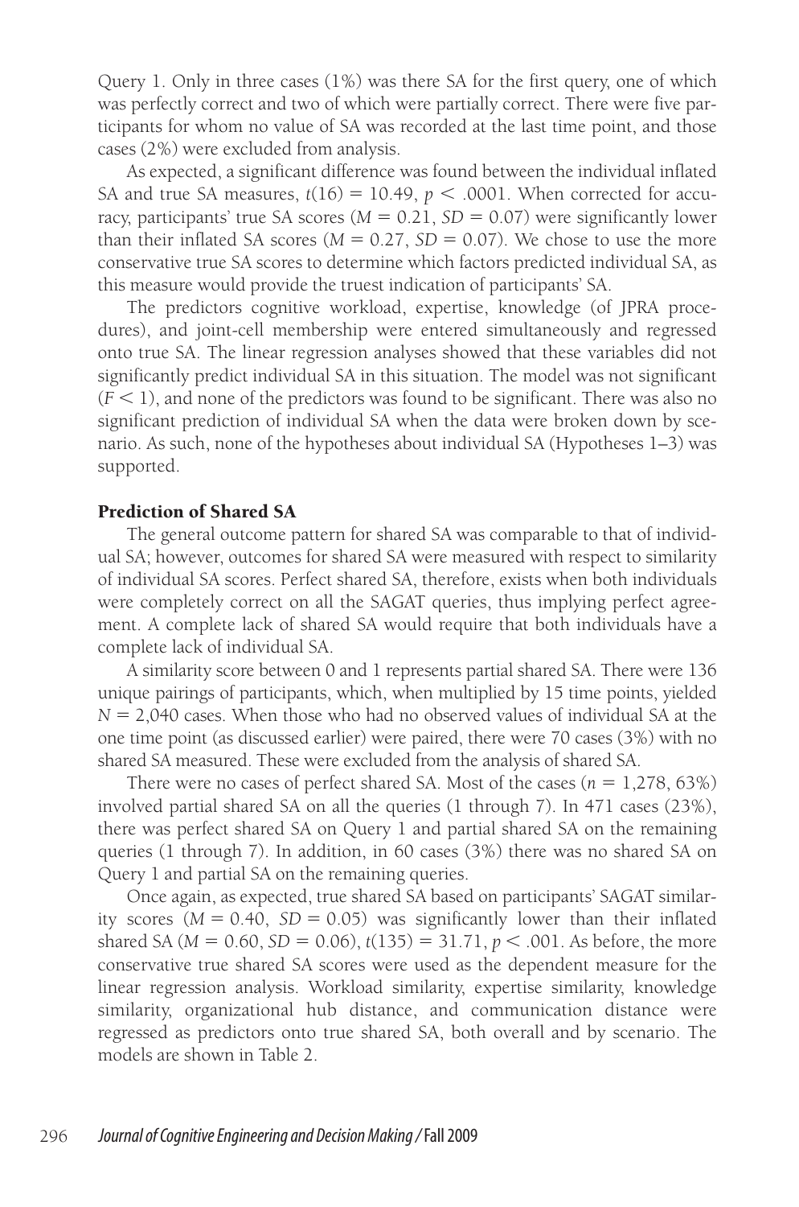Query 1. Only in three cases (1%) was there SA for the first query, one of which was perfectly correct and two of which were partially correct. There were five participants for whom no value of SA was recorded at the last time point, and those cases (2%) were excluded from analysis.

As expected, a significant difference was found between the individual inflated SA and true SA measures, $t(16) = 10.49$, $p < .0001$. When corrected for accuracy, participants' true SA scores ($M = 0.21$, $SD = 0.07$) were significantly lower than their inflated SA scores ($M = 0.27$, $SD = 0.07$). We chose to use the more conservative true SA scores to determine which factors predicted individual SA, as this measure would provide the truest indication of participants' SA.

The predictors cognitive workload, expertise, knowledge (of JPRA procedures), and joint-cell membership were entered simultaneously and regressed onto true SA. The linear regression analyses showed that these variables did not significantly predict individual SA in this situation. The model was not significant ($F < 1$), and none of the predictors was found to be significant. There was also no significant prediction of individual SA when the data were broken down by scenario. As such, none of the hypotheses about individual SA (Hypotheses 1–3) was supported.

## Prediction of Shared SA

The general outcome pattern for shared SA was comparable to that of individual SA; however, outcomes for shared SA were measured with respect to similarity of individual SA scores. Perfect shared SA, therefore, exists when both individuals were completely correct on all the SAGAT queries, thus implying perfect agreement. A complete lack of shared SA would require that both individuals have a complete lack of individual SA.

A similarity score between 0 and 1 represents partial shared SA. There were 136 unique pairings of participants, which, when multiplied by 15 time points, yielded $N = 2{,}040$ cases. When those who had no observed values of individual SA at the one time point (as discussed earlier) were paired, there were 70 cases (3%) with no shared SA measured. These were excluded from the analysis of shared SA.

There were no cases of perfect shared SA. Most of the cases ($n = 1{,}278$, 63%) involved partial shared SA on all the queries (1 through 7). In 471 cases (23%), there was perfect shared SA on Query 1 and partial shared SA on the remaining queries (1 through 7). In addition, in 60 cases (3%) there was no shared SA on Query 1 and partial SA on the remaining queries.

Once again, as expected, true shared SA based on participants' SAGAT similarity scores ($M = 0.40$, $SD = 0.05$) was significantly lower than their inflated shared SA ($M = 0.60$, $SD = 0.06$), $t(135) = 31.71$, $p < .001$. As before, the more conservative true shared SA scores were used as the dependent measure for the linear regression analysis. Workload similarity, expertise similarity, knowledge similarity, organizational hub distance, and communication distance were regressed as predictors onto true shared SA, both overall and by scenario. The models are shown in Table 2.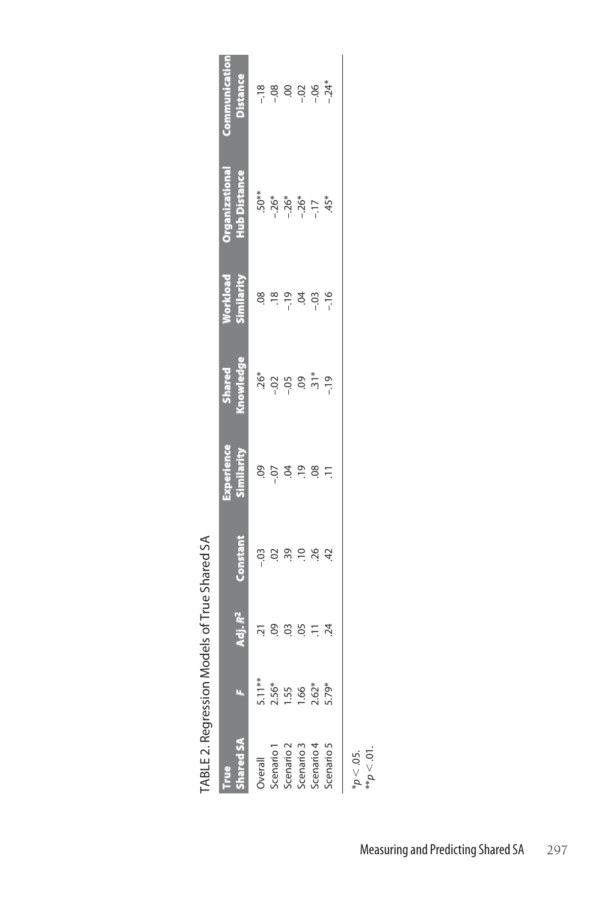TABLE 2. Regression Models of True Shared SA

| True Shared SA | $F$ | Adj. $R^2$ | Constant | Experience Similarity | Shared Knowledge | Workload Similarity | Organizational Hub Distance | Communication Distance |
|---|---|---|---|---|---|---|---|---|
| Overall | 5.11** | .21 | –.03 | .09 | .26* | .08 | .50** | –.18 |
| Scenario 1 | 2.56* | .09 | .02 | –.07 | –.02 | .18 | –.26* | –.08 |
| Scenario 2 | 1.55 | .03 | .39 | .04 | –.05 | –.19 | –.26* | .00 |
| Scenario 3 | 1.66 | .05 | .10 | .19 | .09 | .04 | –.26* | –.02 |
| Scenario 4 | 2.62* | .11 | .26 | .08 | .31* | –.03 | –.17 | –.06 |
| Scenario 5 | 5.79* | .24 | .42 | .11 | –.19 | –.16 | .45* | –.24* |

$^{*}p < .05$.
$^{**}p < .01$.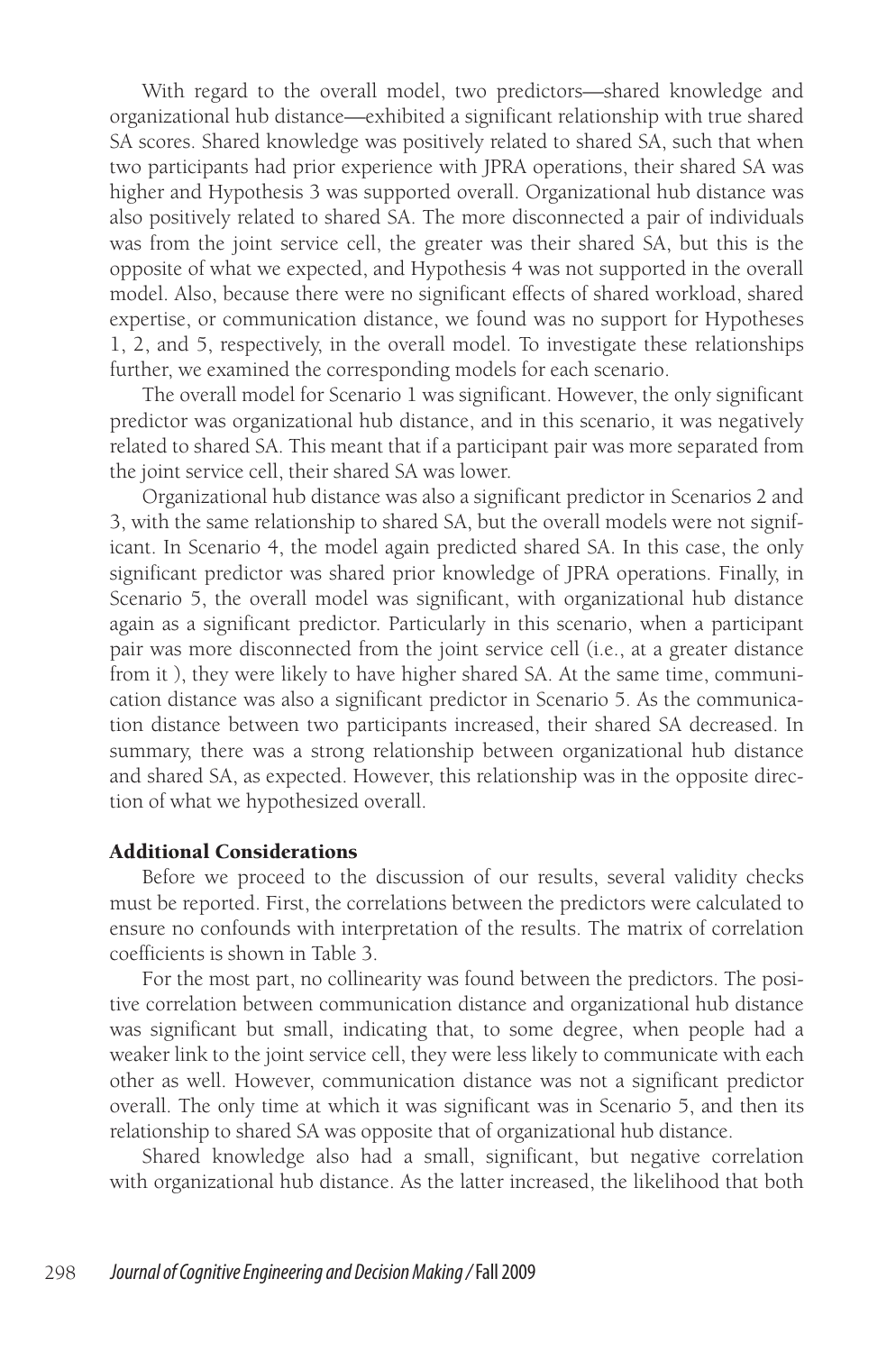With regard to the overall model, two predictors—shared knowledge and organizational hub distance—exhibited a significant relationship with true shared SA scores. Shared knowledge was positively related to shared SA, such that when two participants had prior experience with JPRA operations, their shared SA was higher and Hypothesis 3 was supported overall. Organizational hub distance was also positively related to shared SA. The more disconnected a pair of individuals was from the joint service cell, the greater was their shared SA, but this is the opposite of what we expected, and Hypothesis 4 was not supported in the overall model. Also, because there were no significant effects of shared workload, shared expertise, or communication distance, we found was no support for Hypotheses 1, 2, and 5, respectively, in the overall model. To investigate these relationships further, we examined the corresponding models for each scenario.

The overall model for Scenario 1 was significant. However, the only significant predictor was organizational hub distance, and in this scenario, it was negatively related to shared SA. This meant that if a participant pair was more separated from the joint service cell, their shared SA was lower.

Organizational hub distance was also a significant predictor in Scenarios 2 and 3, with the same relationship to shared SA, but the overall models were not significant. In Scenario 4, the model again predicted shared SA. In this case, the only significant predictor was shared prior knowledge of JPRA operations. Finally, in Scenario 5, the overall model was significant, with organizational hub distance again as a significant predictor. Particularly in this scenario, when a participant pair was more disconnected from the joint service cell (i.e., at a greater distance from it ), they were likely to have higher shared SA. At the same time, communication distance was also a significant predictor in Scenario 5. As the communication distance between two participants increased, their shared SA decreased. In summary, there was a strong relationship between organizational hub distance and shared SA, as expected. However, this relationship was in the opposite direction of what we hypothesized overall.

### Additional Considerations

Before we proceed to the discussion of our results, several validity checks must be reported. First, the correlations between the predictors were calculated to ensure no confounds with interpretation of the results. The matrix of correlation coefficients is shown in Table 3.

For the most part, no collinearity was found between the predictors. The positive correlation between communication distance and organizational hub distance was significant but small, indicating that, to some degree, when people had a weaker link to the joint service cell, they were less likely to communicate with each other as well. However, communication distance was not a significant predictor overall. The only time at which it was significant was in Scenario 5, and then its relationship to shared SA was opposite that of organizational hub distance.

Shared knowledge also had a small, significant, but negative correlation with organizational hub distance. As the latter increased, the likelihood that both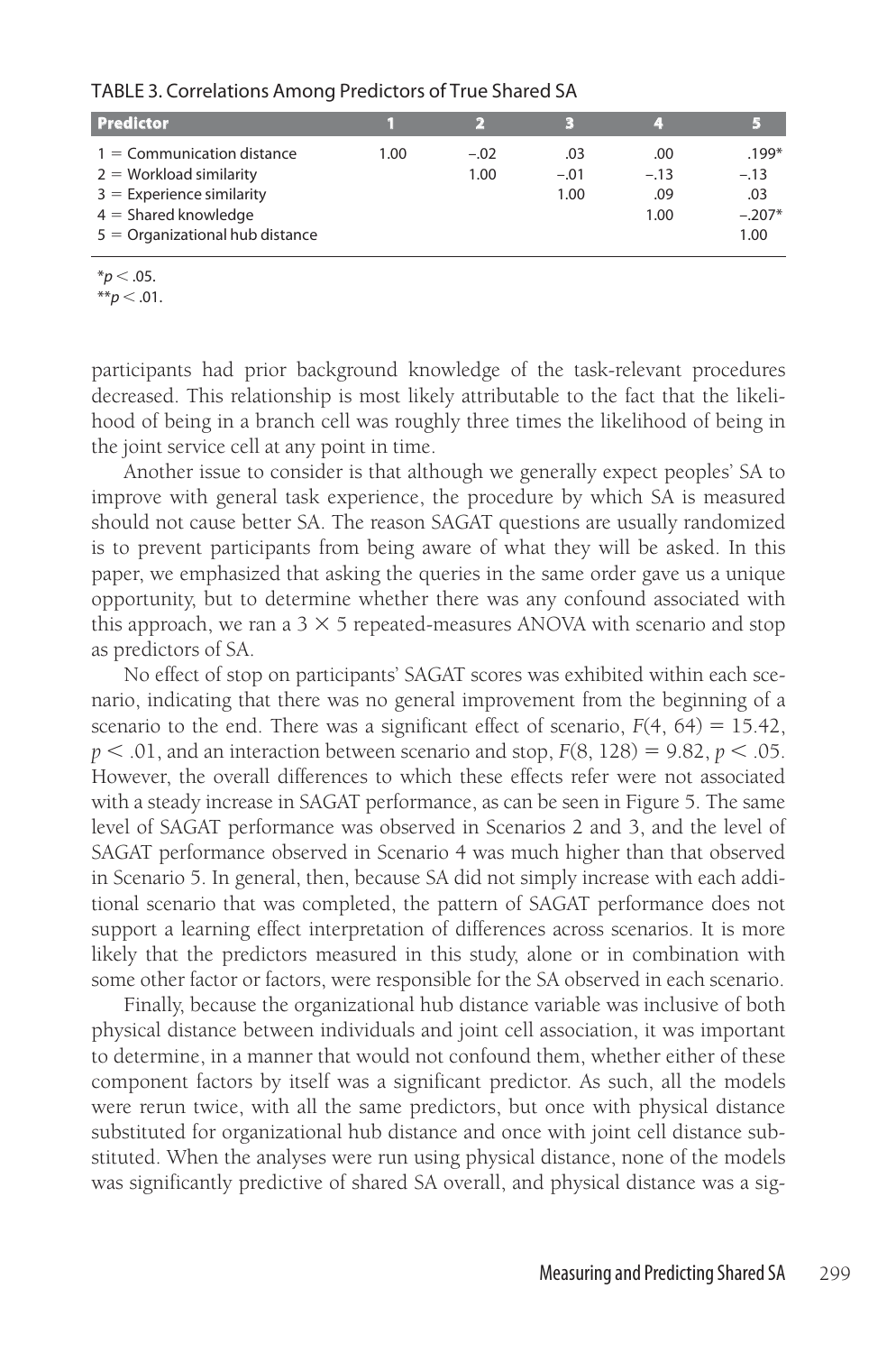TABLE 3. Correlations Among Predictors of True Shared SA

| Predictor | 1 | 2 | 3 | 4 | 5 |
|---|---|---|---|---|---|
| 1 = Communication distance | 1.00 | −.02 | .03 | .00 | .199* |
| 2 = Workload similarity | | 1.00 | −.01 | −.13 | −.13 |
| 3 = Experience similarity | | | 1.00 | .09 | .03 |
| 4 = Shared knowledge | | | | 1.00 | −.207* |
| 5 = Organizational hub distance | | | | | 1.00 |

*$p < .05$.
**$p < .01$.

participants had prior background knowledge of the task-relevant procedures decreased. This relationship is most likely attributable to the fact that the likelihood of being in a branch cell was roughly three times the likelihood of being in the joint service cell at any point in time.

Another issue to consider is that although we generally expect peoples' SA to improve with general task experience, the procedure by which SA is measured should not cause better SA. The reason SAGAT questions are usually randomized is to prevent participants from being aware of what they will be asked. In this paper, we emphasized that asking the queries in the same order gave us a unique opportunity, but to determine whether there was any confound associated with this approach, we ran a 3 × 5 repeated-measures ANOVA with scenario and stop as predictors of SA.

No effect of stop on participants' SAGAT scores was exhibited within each scenario, indicating that there was no general improvement from the beginning of a scenario to the end. There was a significant effect of scenario, $F(4, 64) = 15.42$, $p < .01$, and an interaction between scenario and stop, $F(8, 128) = 9.82$, $p < .05$. However, the overall differences to which these effects refer were not associated with a steady increase in SAGAT performance, as can be seen in Figure 5. The same level of SAGAT performance was observed in Scenarios 2 and 3, and the level of SAGAT performance observed in Scenario 4 was much higher than that observed in Scenario 5. In general, then, because SA did not simply increase with each additional scenario that was completed, the pattern of SAGAT performance does not support a learning effect interpretation of differences across scenarios. It is more likely that the predictors measured in this study, alone or in combination with some other factor or factors, were responsible for the SA observed in each scenario.

Finally, because the organizational hub distance variable was inclusive of both physical distance between individuals and joint cell association, it was important to determine, in a manner that would not confound them, whether either of these component factors by itself was a significant predictor. As such, all the models were rerun twice, with all the same predictors, but once with physical distance substituted for organizational hub distance and once with joint cell distance substituted. When the analyses were run using physical distance, none of the models was significantly predictive of shared SA overall, and physical distance was a sig-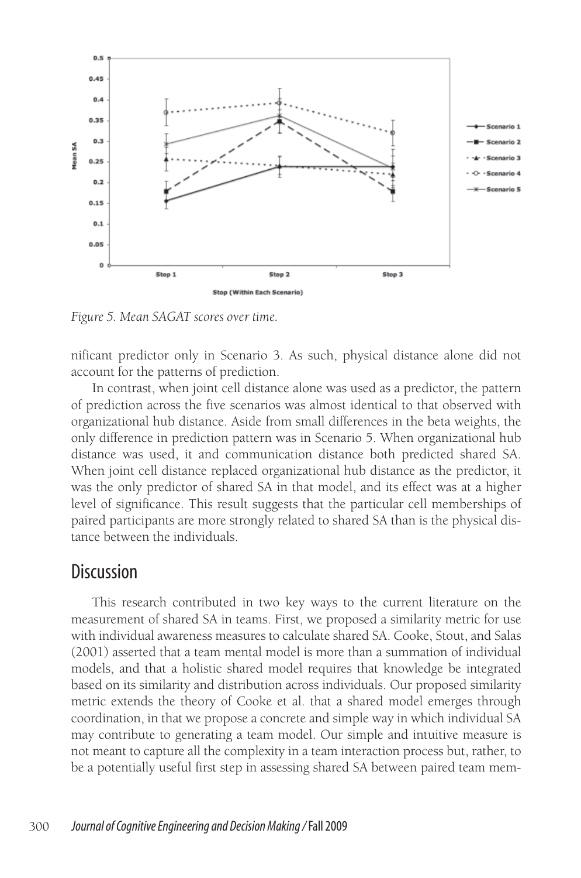*Figure 5. Mean SAGAT scores over time.*

nificant predictor only in Scenario 3. As such, physical distance alone did not account for the patterns of prediction.

In contrast, when joint cell distance alone was used as a predictor, the pattern of prediction across the five scenarios was almost identical to that observed with organizational hub distance. Aside from small differences in the beta weights, the only difference in prediction pattern was in Scenario 5. When organizational hub distance was used, it and communication distance both predicted shared SA. When joint cell distance replaced organizational hub distance as the predictor, it was the only predictor of shared SA in that model, and its effect was at a higher level of significance. This result suggests that the particular cell memberships of paired participants are more strongly related to shared SA than is the physical distance between the individuals.

## Discussion

This research contributed in two key ways to the current literature on the measurement of shared SA in teams. First, we proposed a similarity metric for use with individual awareness measures to calculate shared SA. Cooke, Stout, and Salas (2001) asserted that a team mental model is more than a summation of individual models, and that a holistic shared model requires that knowledge be integrated based on its similarity and distribution across individuals. Our proposed similarity metric extends the theory of Cooke et al. that a shared model emerges through coordination, in that we propose a concrete and simple way in which individual SA may contribute to generating a team model. Our simple and intuitive measure is not meant to capture all the complexity in a team interaction process but, rather, to be a potentially useful first step in assessing shared SA between paired team mem-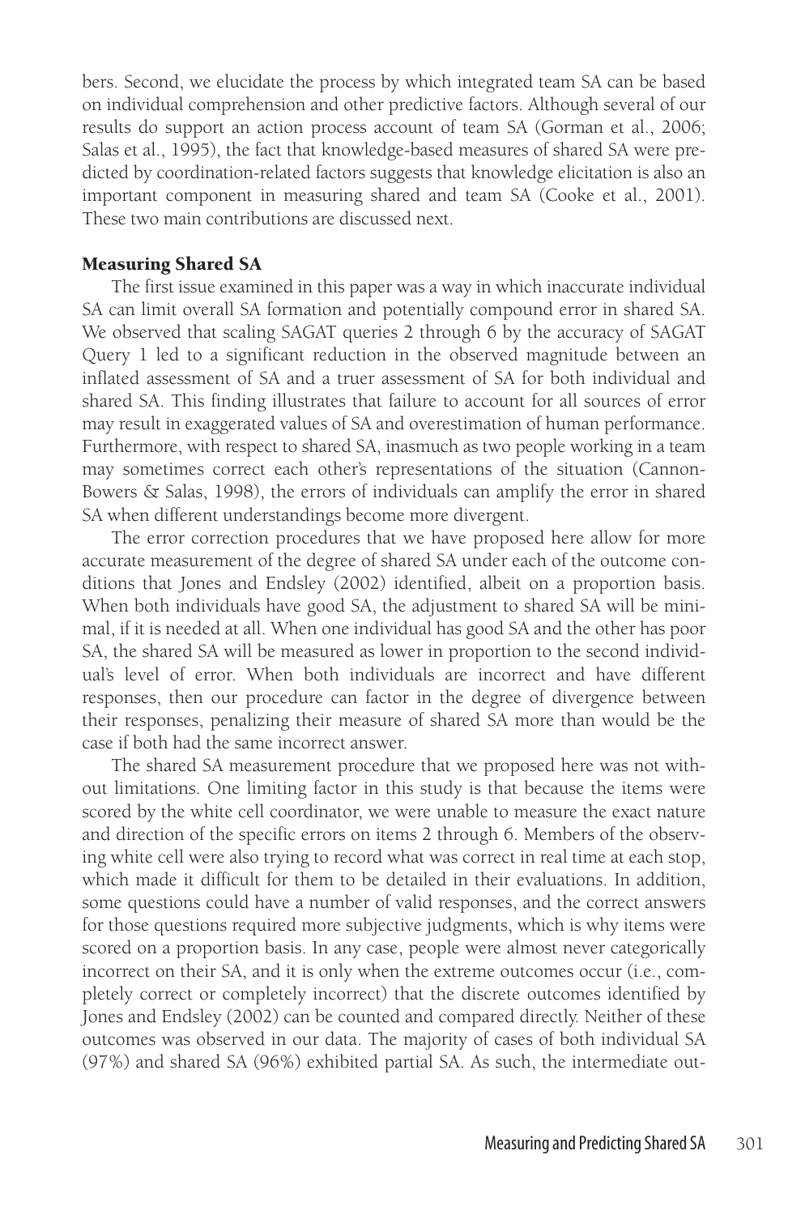bers. Second, we elucidate the process by which integrated team SA can be based on individual comprehension and other predictive factors. Although several of our results do support an action process account of team SA (Gorman et al., 2006; Salas et al., 1995), the fact that knowledge-based measures of shared SA were predicted by coordination-related factors suggests that knowledge elicitation is also an important component in measuring shared and team SA (Cooke et al., 2001). These two main contributions are discussed next.

## Measuring Shared SA

The first issue examined in this paper was a way in which inaccurate individual SA can limit overall SA formation and potentially compound error in shared SA. We observed that scaling SAGAT queries 2 through 6 by the accuracy of SAGAT Query 1 led to a significant reduction in the observed magnitude between an inflated assessment of SA and a truer assessment of SA for both individual and shared SA. This finding illustrates that failure to account for all sources of error may result in exaggerated values of SA and overestimation of human performance. Furthermore, with respect to shared SA, inasmuch as two people working in a team may sometimes correct each other's representations of the situation (Cannon-Bowers & Salas, 1998), the errors of individuals can amplify the error in shared SA when different understandings become more divergent.

The error correction procedures that we have proposed here allow for more accurate measurement of the degree of shared SA under each of the outcome conditions that Jones and Endsley (2002) identified, albeit on a proportion basis. When both individuals have good SA, the adjustment to shared SA will be minimal, if it is needed at all. When one individual has good SA and the other has poor SA, the shared SA will be measured as lower in proportion to the second individual's level of error. When both individuals are incorrect and have different responses, then our procedure can factor in the degree of divergence between their responses, penalizing their measure of shared SA more than would be the case if both had the same incorrect answer.

The shared SA measurement procedure that we proposed here was not without limitations. One limiting factor in this study is that because the items were scored by the white cell coordinator, we were unable to measure the exact nature and direction of the specific errors on items 2 through 6. Members of the observing white cell were also trying to record what was correct in real time at each stop, which made it difficult for them to be detailed in their evaluations. In addition, some questions could have a number of valid responses, and the correct answers for those questions required more subjective judgments, which is why items were scored on a proportion basis. In any case, people were almost never categorically incorrect on their SA, and it is only when the extreme outcomes occur (i.e., completely correct or completely incorrect) that the discrete outcomes identified by Jones and Endsley (2002) can be counted and compared directly. Neither of these outcomes was observed in our data. The majority of cases of both individual SA (97%) and shared SA (96%) exhibited partial SA. As such, the intermediate out-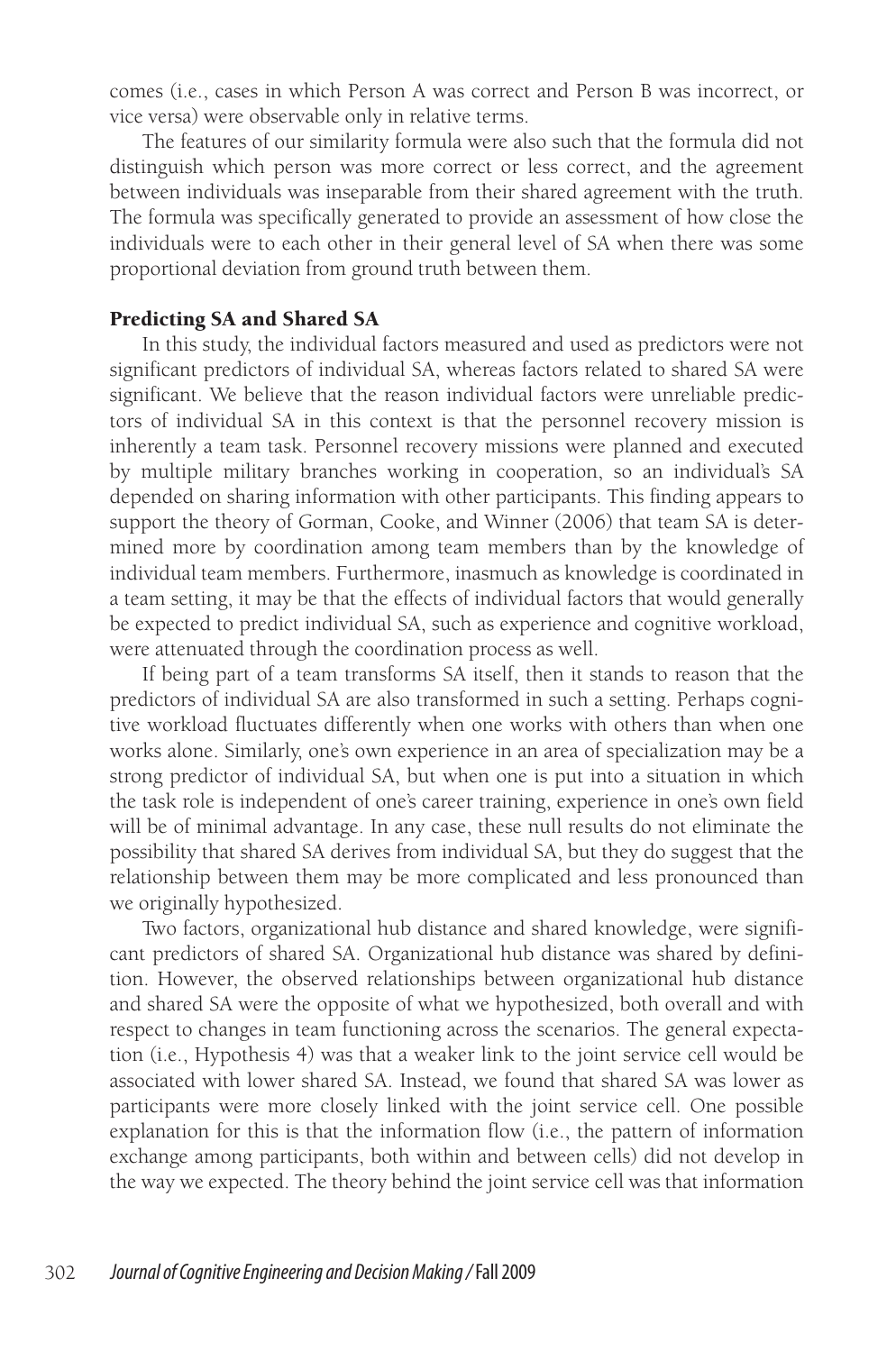comes (i.e., cases in which Person A was correct and Person B was incorrect, or vice versa) were observable only in relative terms.

The features of our similarity formula were also such that the formula did not distinguish which person was more correct or less correct, and the agreement between individuals was inseparable from their shared agreement with the truth. The formula was specifically generated to provide an assessment of how close the individuals were to each other in their general level of SA when there was some proportional deviation from ground truth between them.

## Predicting SA and Shared SA

In this study, the individual factors measured and used as predictors were not significant predictors of individual SA, whereas factors related to shared SA were significant. We believe that the reason individual factors were unreliable predictors of individual SA in this context is that the personnel recovery mission is inherently a team task. Personnel recovery missions were planned and executed by multiple military branches working in cooperation, so an individual's SA depended on sharing information with other participants. This finding appears to support the theory of Gorman, Cooke, and Winner (2006) that team SA is determined more by coordination among team members than by the knowledge of individual team members. Furthermore, inasmuch as knowledge is coordinated in a team setting, it may be that the effects of individual factors that would generally be expected to predict individual SA, such as experience and cognitive workload, were attenuated through the coordination process as well.

If being part of a team transforms SA itself, then it stands to reason that the predictors of individual SA are also transformed in such a setting. Perhaps cognitive workload fluctuates differently when one works with others than when one works alone. Similarly, one's own experience in an area of specialization may be a strong predictor of individual SA, but when one is put into a situation in which the task role is independent of one's career training, experience in one's own field will be of minimal advantage. In any case, these null results do not eliminate the possibility that shared SA derives from individual SA, but they do suggest that the relationship between them may be more complicated and less pronounced than we originally hypothesized.

Two factors, organizational hub distance and shared knowledge, were significant predictors of shared SA. Organizational hub distance was shared by definition. However, the observed relationships between organizational hub distance and shared SA were the opposite of what we hypothesized, both overall and with respect to changes in team functioning across the scenarios. The general expectation (i.e., Hypothesis 4) was that a weaker link to the joint service cell would be associated with lower shared SA. Instead, we found that shared SA was lower as participants were more closely linked with the joint service cell. One possible explanation for this is that the information flow (i.e., the pattern of information exchange among participants, both within and between cells) did not develop in the way we expected. The theory behind the joint service cell was that information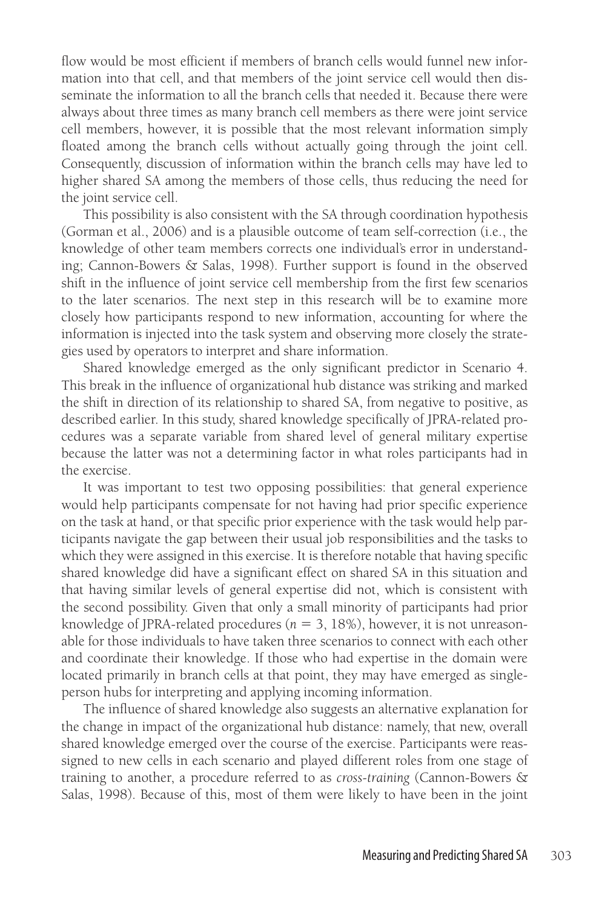flow would be most efficient if members of branch cells would funnel new information into that cell, and that members of the joint service cell would then disseminate the information to all the branch cells that needed it. Because there were always about three times as many branch cell members as there were joint service cell members, however, it is possible that the most relevant information simply floated among the branch cells without actually going through the joint cell. Consequently, discussion of information within the branch cells may have led to higher shared SA among the members of those cells, thus reducing the need for the joint service cell.

This possibility is also consistent with the SA through coordination hypothesis (Gorman et al., 2006) and is a plausible outcome of team self-correction (i.e., the knowledge of other team members corrects one individual's error in understanding; Cannon-Bowers & Salas, 1998). Further support is found in the observed shift in the influence of joint service cell membership from the first few scenarios to the later scenarios. The next step in this research will be to examine more closely how participants respond to new information, accounting for where the information is injected into the task system and observing more closely the strategies used by operators to interpret and share information.

Shared knowledge emerged as the only significant predictor in Scenario 4. This break in the influence of organizational hub distance was striking and marked the shift in direction of its relationship to shared SA, from negative to positive, as described earlier. In this study, shared knowledge specifically of JPRA-related procedures was a separate variable from shared level of general military expertise because the latter was not a determining factor in what roles participants had in the exercise.

It was important to test two opposing possibilities: that general experience would help participants compensate for not having had prior specific experience on the task at hand, or that specific prior experience with the task would help participants navigate the gap between their usual job responsibilities and the tasks to which they were assigned in this exercise. It is therefore notable that having specific shared knowledge did have a significant effect on shared SA in this situation and that having similar levels of general expertise did not, which is consistent with the second possibility. Given that only a small minority of participants had prior knowledge of JPRA-related procedures ($n = 3$, 18%), however, it is not unreasonable for those individuals to have taken three scenarios to connect with each other and coordinate their knowledge. If those who had expertise in the domain were located primarily in branch cells at that point, they may have emerged as single-person hubs for interpreting and applying incoming information.

The influence of shared knowledge also suggests an alternative explanation for the change in impact of the organizational hub distance: namely, that new, overall shared knowledge emerged over the course of the exercise. Participants were reassigned to new cells in each scenario and played different roles from one stage of training to another, a procedure referred to as *cross-training* (Cannon-Bowers & Salas, 1998). Because of this, most of them were likely to have been in the joint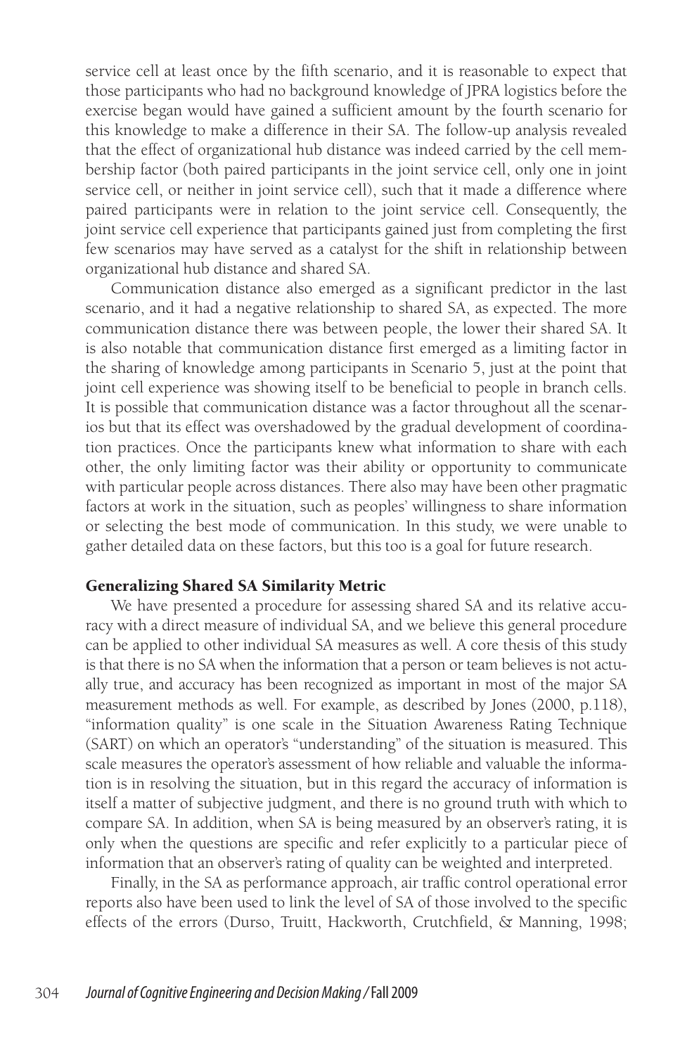service cell at least once by the fifth scenario, and it is reasonable to expect that those participants who had no background knowledge of JPRA logistics before the exercise began would have gained a sufficient amount by the fourth scenario for this knowledge to make a difference in their SA. The follow-up analysis revealed that the effect of organizational hub distance was indeed carried by the cell membership factor (both paired participants in the joint service cell, only one in joint service cell, or neither in joint service cell), such that it made a difference where paired participants were in relation to the joint service cell. Consequently, the joint service cell experience that participants gained just from completing the first few scenarios may have served as a catalyst for the shift in relationship between organizational hub distance and shared SA.

Communication distance also emerged as a significant predictor in the last scenario, and it had a negative relationship to shared SA, as expected. The more communication distance there was between people, the lower their shared SA. It is also notable that communication distance first emerged as a limiting factor in the sharing of knowledge among participants in Scenario 5, just at the point that joint cell experience was showing itself to be beneficial to people in branch cells. It is possible that communication distance was a factor throughout all the scenarios but that its effect was overshadowed by the gradual development of coordination practices. Once the participants knew what information to share with each other, the only limiting factor was their ability or opportunity to communicate with particular people across distances. There also may have been other pragmatic factors at work in the situation, such as peoples' willingness to share information or selecting the best mode of communication. In this study, we were unable to gather detailed data on these factors, but this too is a goal for future research.

### Generalizing Shared SA Similarity Metric

We have presented a procedure for assessing shared SA and its relative accuracy with a direct measure of individual SA, and we believe this general procedure can be applied to other individual SA measures as well. A core thesis of this study is that there is no SA when the information that a person or team believes is not actually true, and accuracy has been recognized as important in most of the major SA measurement methods as well. For example, as described by Jones (2000, p.118), "information quality" is one scale in the Situation Awareness Rating Technique (SART) on which an operator's "understanding" of the situation is measured. This scale measures the operator's assessment of how reliable and valuable the information is in resolving the situation, but in this regard the accuracy of information is itself a matter of subjective judgment, and there is no ground truth with which to compare SA. In addition, when SA is being measured by an observer's rating, it is only when the questions are specific and refer explicitly to a particular piece of information that an observer's rating of quality can be weighted and interpreted.

Finally, in the SA as performance approach, air traffic control operational error reports also have been used to link the level of SA of those involved to the specific effects of the errors (Durso, Truitt, Hackworth, Crutchfield, & Manning, 1998;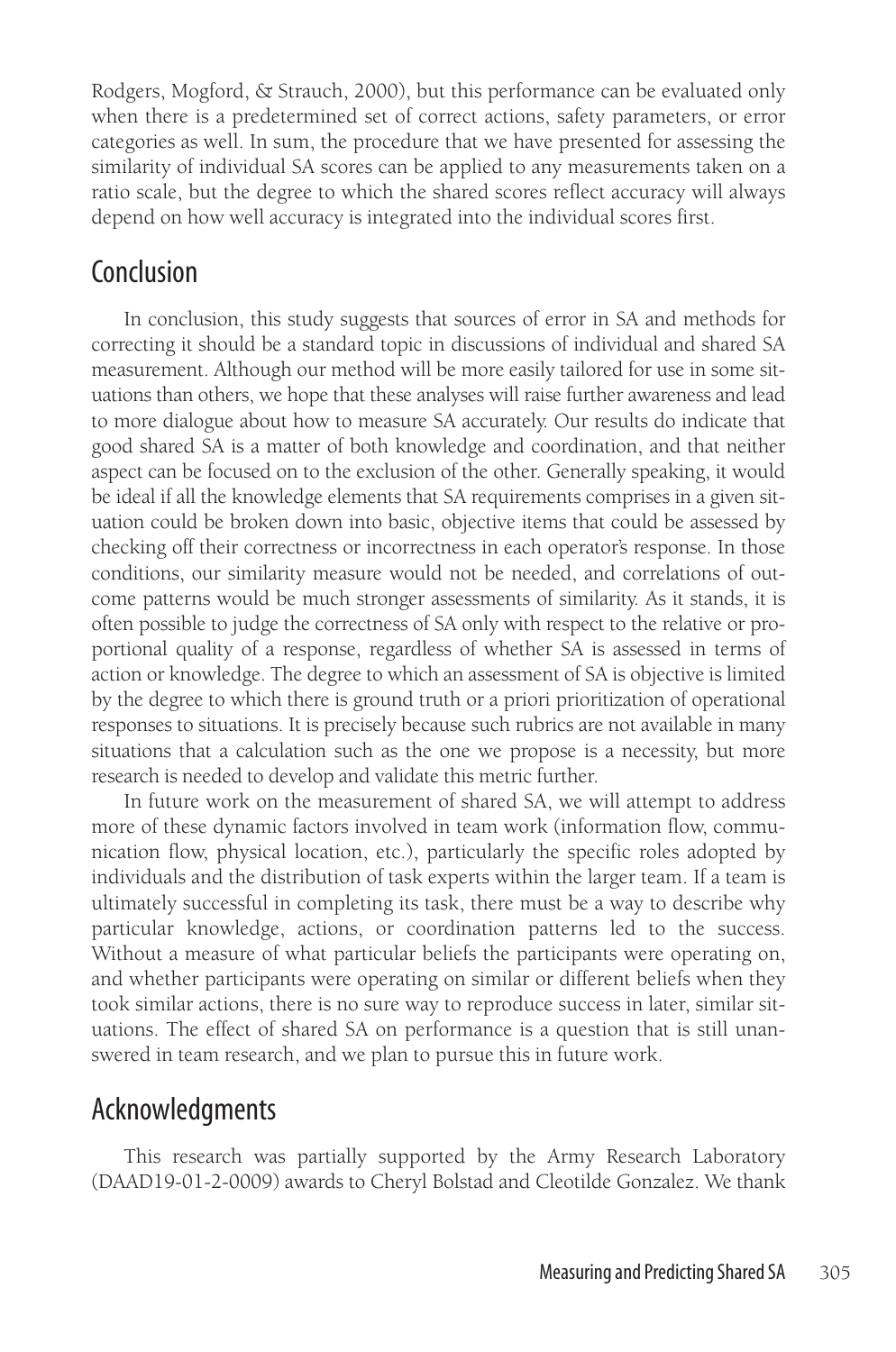Rodgers, Mogford, & Strauch, 2000), but this performance can be evaluated only when there is a predetermined set of correct actions, safety parameters, or error categories as well. In sum, the procedure that we have presented for assessing the similarity of individual SA scores can be applied to any measurements taken on a ratio scale, but the degree to which the shared scores reflect accuracy will always depend on how well accuracy is integrated into the individual scores first.

## Conclusion

In conclusion, this study suggests that sources of error in SA and methods for correcting it should be a standard topic in discussions of individual and shared SA measurement. Although our method will be more easily tailored for use in some situations than others, we hope that these analyses will raise further awareness and lead to more dialogue about how to measure SA accurately. Our results do indicate that good shared SA is a matter of both knowledge and coordination, and that neither aspect can be focused on to the exclusion of the other. Generally speaking, it would be ideal if all the knowledge elements that SA requirements comprises in a given situation could be broken down into basic, objective items that could be assessed by checking off their correctness or incorrectness in each operator's response. In those conditions, our similarity measure would not be needed, and correlations of outcome patterns would be much stronger assessments of similarity. As it stands, it is often possible to judge the correctness of SA only with respect to the relative or proportional quality of a response, regardless of whether SA is assessed in terms of action or knowledge. The degree to which an assessment of SA is objective is limited by the degree to which there is ground truth or a priori prioritization of operational responses to situations. It is precisely because such rubrics are not available in many situations that a calculation such as the one we propose is a necessity, but more research is needed to develop and validate this metric further.

In future work on the measurement of shared SA, we will attempt to address more of these dynamic factors involved in team work (information flow, communication flow, physical location, etc.), particularly the specific roles adopted by individuals and the distribution of task experts within the larger team. If a team is ultimately successful in completing its task, there must be a way to describe why particular knowledge, actions, or coordination patterns led to the success. Without a measure of what particular beliefs the participants were operating on, and whether participants were operating on similar or different beliefs when they took similar actions, there is no sure way to reproduce success in later, similar situations. The effect of shared SA on performance is a question that is still unanswered in team research, and we plan to pursue this in future work.

## Acknowledgments

This research was partially supported by the Army Research Laboratory (DAAD19-01-2-0009) awards to Cheryl Bolstad and Cleotilde Gonzalez. We thank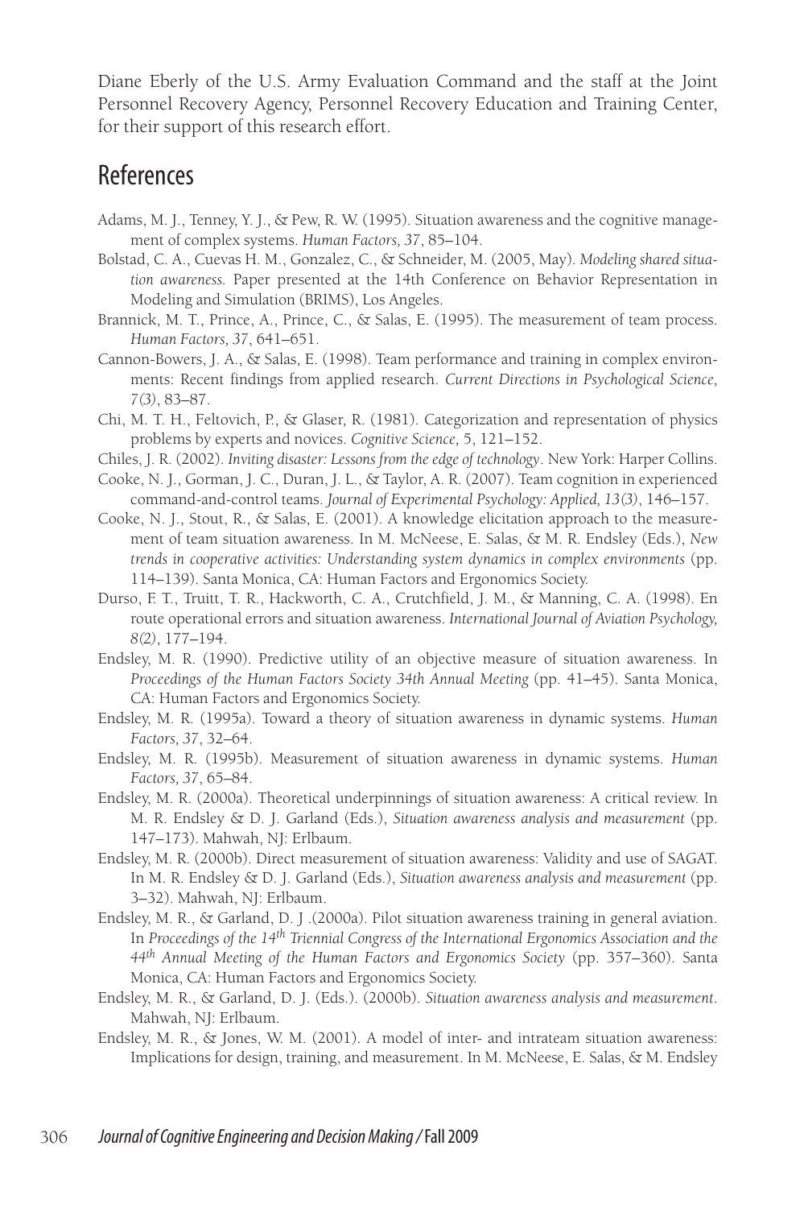Diane Eberly of the U.S. Army Evaluation Command and the staff at the Joint Personnel Recovery Agency, Personnel Recovery Education and Training Center, for their support of this research effort.

## References

Adams, M. J., Tenney, Y. J., & Pew, R. W. (1995). Situation awareness and the cognitive management of complex systems. *Human Factors, 37*, 85–104.

Bolstad, C. A., Cuevas H. M., Gonzalez, C., & Schneider, M. (2005, May). *Modeling shared situation awareness.* Paper presented at the 14th Conference on Behavior Representation in Modeling and Simulation (BRIMS), Los Angeles.

Brannick, M. T., Prince, A., Prince, C., & Salas, E. (1995). The measurement of team process. *Human Factors, 37*, 641–651.

Cannon-Bowers, J. A., & Salas, E. (1998). Team performance and training in complex environments: Recent findings from applied research. *Current Directions in Psychological Science, 7(3)*, 83–87.

Chi, M. T. H., Feltovich, P., & Glaser, R. (1981). Categorization and representation of physics problems by experts and novices. *Cognitive Science,* 5, 121–152.

Chiles, J. R. (2002). *Inviting disaster: Lessons from the edge of technology*. New York: Harper Collins.

Cooke, N. J., Gorman, J. C., Duran, J. L., & Taylor, A. R. (2007). Team cognition in experienced command-and-control teams. *Journal of Experimental Psychology: Applied, 13(3)*, 146–157.

Cooke, N. J., Stout, R., & Salas, E. (2001). A knowledge elicitation approach to the measurement of team situation awareness. In M. McNeese, E. Salas, & M. R. Endsley (Eds.), *New trends in cooperative activities: Understanding system dynamics in complex environments* (pp. 114–139). Santa Monica, CA: Human Factors and Ergonomics Society.

Durso, F. T., Truitt, T. R., Hackworth, C. A., Crutchfield, J. M., & Manning, C. A. (1998). En route operational errors and situation awareness. *International Journal of Aviation Psychology, 8(2)*, 177–194.

Endsley, M. R. (1990). Predictive utility of an objective measure of situation awareness. In *Proceedings of the Human Factors Society 34th Annual Meeting* (pp. 41–45). Santa Monica, CA: Human Factors and Ergonomics Society.

Endsley, M. R. (1995a). Toward a theory of situation awareness in dynamic systems. *Human Factors, 37*, 32–64.

Endsley, M. R. (1995b). Measurement of situation awareness in dynamic systems. *Human Factors, 37*, 65–84.

Endsley, M. R. (2000a). Theoretical underpinnings of situation awareness: A critical review. In M. R. Endsley & D. J. Garland (Eds.), *Situation awareness analysis and measurement* (pp. 147–173). Mahwah, NJ: Erlbaum.

Endsley, M. R. (2000b). Direct measurement of situation awareness: Validity and use of SAGAT. In M. R. Endsley & D. J. Garland (Eds.), *Situation awareness analysis and measurement* (pp. 3–32). Mahwah, NJ: Erlbaum.

Endsley, M. R., & Garland, D. J .(2000a). Pilot situation awareness training in general aviation. In *Proceedings of the 14th Triennial Congress of the International Ergonomics Association and the 44th Annual Meeting of the Human Factors and Ergonomics Society* (pp. 357–360). Santa Monica, CA: Human Factors and Ergonomics Society.

Endsley, M. R., & Garland, D. J. (Eds.). (2000b). *Situation awareness analysis and measurement*. Mahwah, NJ: Erlbaum.

Endsley, M. R., & Jones, W. M. (2001). A model of inter- and intrateam situation awareness: Implications for design, training, and measurement. In M. McNeese, E. Salas, & M. Endsley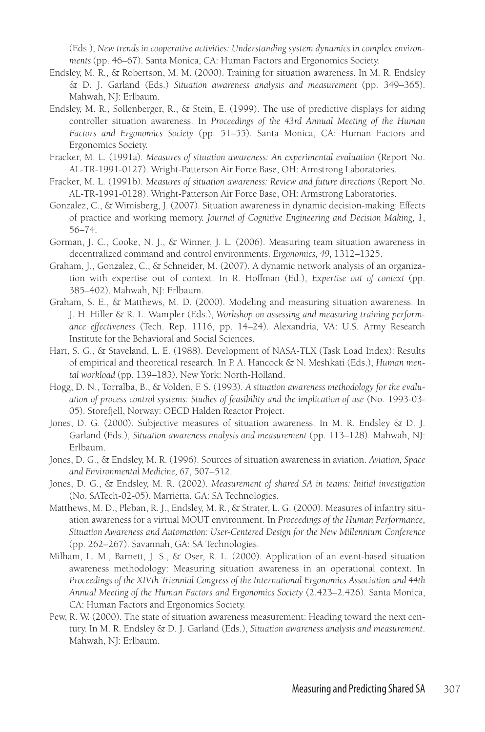(Eds.), *New trends in cooperative activities: Understanding system dynamics in complex environments* (pp. 46–67). Santa Monica, CA: Human Factors and Ergonomics Society.

Endsley, M. R., & Robertson, M. M. (2000). Training for situation awareness. In M. R. Endsley & D. J. Garland (Eds.) *Situation awareness analysis and measurement* (pp. 349–365). Mahwah, NJ: Erlbaum.

Endsley, M. R., Sollenberger, R., & Stein, E. (1999). The use of predictive displays for aiding controller situation awareness. In *Proceedings of the 43rd Annual Meeting of the Human Factors and Ergonomics Society* (pp. 51–55). Santa Monica, CA: Human Factors and Ergonomics Society.

Fracker, M. L. (1991a). *Measures of situation awareness: An experimental evaluation* (Report No. AL-TR-1991-0127). Wright-Patterson Air Force Base, OH: Armstrong Laboratories.

Fracker, M. L. (1991b). *Measures of situation awareness: Review and future directions* (Report No. AL-TR-1991-0128). Wright-Patterson Air Force Base, OH: Armstrong Laboratories.

Gonzalez, C., & Wimisberg, J. (2007). Situation awareness in dynamic decision-making: Effects of practice and working memory. *Journal of Cognitive Engineering and Decision Making, 1*, 56–74.

Gorman, J. C., Cooke, N. J., & Winner, J. L. (2006). Measuring team situation awareness in decentralized command and control environments. *Ergonomics, 49,* 1312–1325.

Graham, J., Gonzalez, C., & Schneider, M. (2007). A dynamic network analysis of an organization with expertise out of context. In R. Hoffman (Ed.), *Expertise out of context* (pp. 385–402). Mahwah, NJ: Erlbaum.

Graham, S. E., & Matthews, M. D. (2000). Modeling and measuring situation awareness. In J. H. Hiller & R. L. Wampler (Eds.), *Workshop on assessing and measuring training performance effectiveness* (Tech. Rep. 1116, pp. 14–24). Alexandria, VA: U.S. Army Research Institute for the Behavioral and Social Sciences.

Hart, S. G., & Staveland, L. E. (1988). Development of NASA-TLX (Task Load Index): Results of empirical and theoretical research. In P. A. Hancock & N. Meshkati (Eds.), *Human mental workload* (pp. 139–183). New York: North-Holland.

Hogg, D. N., Torralba, B., & Volden, F. S. (1993). *A situation awareness methodology for the evaluation of process control systems: Studies of feasibility and the implication of use* (No. 1993-03-05). Storefjell, Norway: OECD Halden Reactor Project.

Jones, D. G. (2000). Subjective measures of situation awareness. In M. R. Endsley & D. J. Garland (Eds.), *Situation awareness analysis and measurement* (pp. 113–128). Mahwah, NJ: Erlbaum.

Jones, D. G., & Endsley, M. R. (1996). Sources of situation awareness in aviation. *Aviation, Space and Environmental Medicine, 67*, 507–512.

Jones, D. G., & Endsley, M. R. (2002). *Measurement of shared SA in teams: Initial investigation* (No. SATech-02-05). Marrietta, GA: SA Technologies.

Matthews, M. D., Pleban, R. J., Endsley, M. R., & Strater, L. G. (2000). Measures of infantry situation awareness for a virtual MOUT environment. In *Proceedings of the Human Performance, Situation Awareness and Automation: User-Centered Design for the New Millennium Conference* (pp. 262–267). Savannah, GA: SA Technologies.

Milham, L. M., Barnett, J. S., & Oser, R. L. (2000). Application of an event-based situation awareness methodology: Measuring situation awareness in an operational context. In *Proceedings of the XIVth Triennial Congress of the International Ergonomics Association and 44th Annual Meeting of the Human Factors and Ergonomics Society* (2.423–2.426). Santa Monica, CA: Human Factors and Ergonomics Society.

Pew, R. W. (2000). The state of situation awareness measurement: Heading toward the next century. In M. R. Endsley & D. J. Garland (Eds.), *Situation awareness analysis and measurement*. Mahwah, NJ: Erlbaum.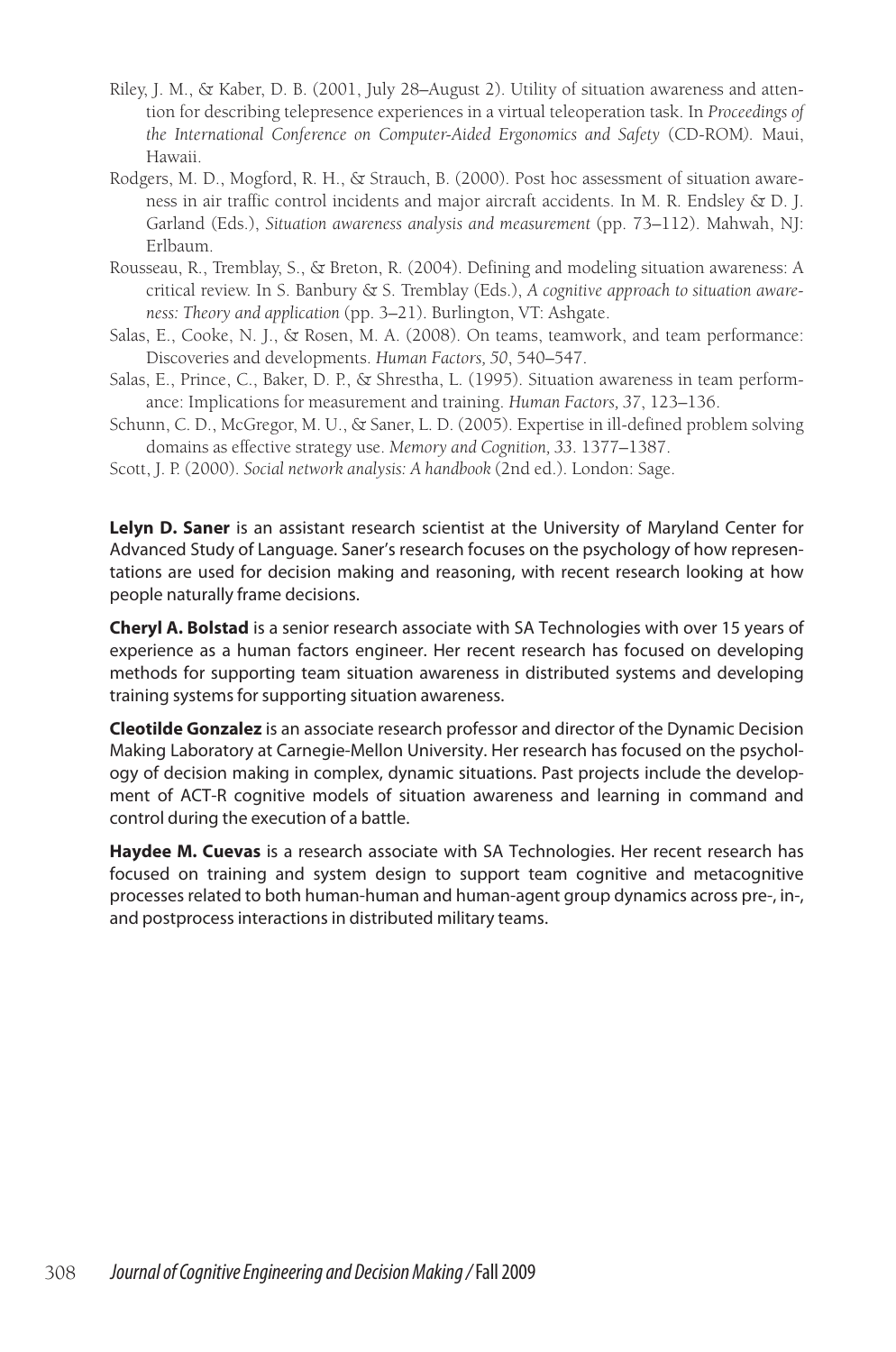Riley, J. M., & Kaber, D. B. (2001, July 28–August 2). Utility of situation awareness and attention for describing telepresence experiences in a virtual teleoperation task. In *Proceedings of the International Conference on Computer-Aided Ergonomics and Safety* (CD-ROM). Maui, Hawaii.

Rodgers, M. D., Mogford, R. H., & Strauch, B. (2000). Post hoc assessment of situation awareness in air traffic control incidents and major aircraft accidents. In M. R. Endsley & D. J. Garland (Eds.), *Situation awareness analysis and measurement* (pp. 73–112). Mahwah, NJ: Erlbaum.

Rousseau, R., Tremblay, S., & Breton, R. (2004). Defining and modeling situation awareness: A critical review. In S. Banbury & S. Tremblay (Eds.), *A cognitive approach to situation awareness: Theory and application* (pp. 3–21). Burlington, VT: Ashgate.

Salas, E., Cooke, N. J., & Rosen, M. A. (2008). On teams, teamwork, and team performance: Discoveries and developments. *Human Factors, 50*, 540–547.

Salas, E., Prince, C., Baker, D. P., & Shrestha, L. (1995). Situation awareness in team performance: Implications for measurement and training. *Human Factors, 37*, 123–136.

Schunn, C. D., McGregor, M. U., & Saner, L. D. (2005). Expertise in ill-defined problem solving domains as effective strategy use. *Memory and Cognition, 33*. 1377–1387.

Scott, J. P. (2000). *Social network analysis: A handbook* (2nd ed.). London: Sage.

**Lelyn D. Saner** is an assistant research scientist at the University of Maryland Center for Advanced Study of Language. Saner's research focuses on the psychology of how representations are used for decision making and reasoning, with recent research looking at how people naturally frame decisions.

**Cheryl A. Bolstad** is a senior research associate with SA Technologies with over 15 years of experience as a human factors engineer. Her recent research has focused on developing methods for supporting team situation awareness in distributed systems and developing training systems for supporting situation awareness.

**Cleotilde Gonzalez** is an associate research professor and director of the Dynamic Decision Making Laboratory at Carnegie-Mellon University. Her research has focused on the psychology of decision making in complex, dynamic situations. Past projects include the development of ACT-R cognitive models of situation awareness and learning in command and control during the execution of a battle.

**Haydee M. Cuevas** is a research associate with SA Technologies. Her recent research has focused on training and system design to support team cognitive and metacognitive processes related to both human-human and human-agent group dynamics across pre-, in-, and postprocess interactions in distributed military teams.